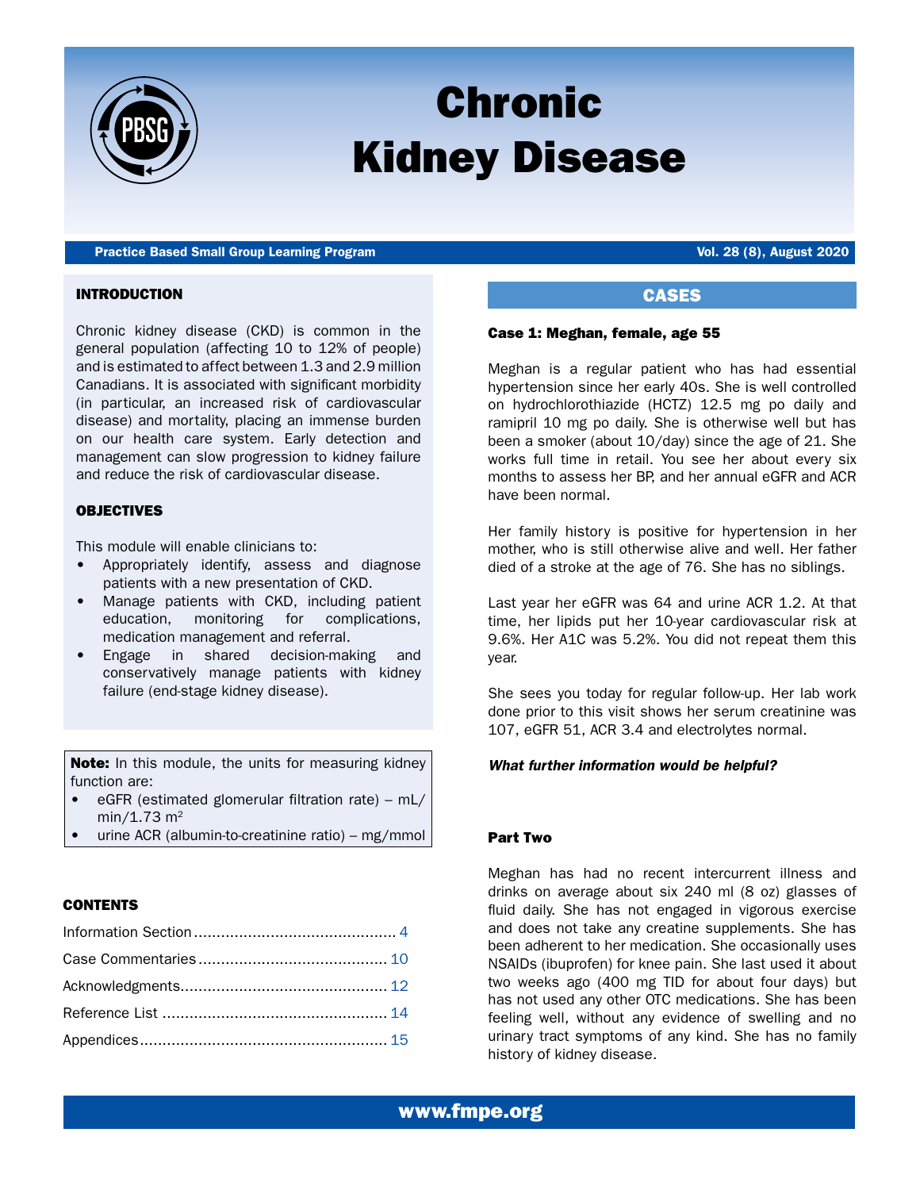# Chronic Kidney Disease

**Practice Based Small Group Learning Program** — **Vol. 28 (8), August 2020**

## INTRODUCTION

Chronic kidney disease (CKD) is common in the general population (affecting 10 to 12% of people) and is estimated to affect between 1.3 and 2.9 million Canadians. It is associated with significant morbidity (in particular, an increased risk of cardiovascular disease) and mortality, placing an immense burden on our health care system. Early detection and management can slow progression to kidney failure and reduce the risk of cardiovascular disease.

## OBJECTIVES

This module will enable clinicians to:

- Appropriately identify, assess and diagnose patients with a new presentation of CKD.
- Manage patients with CKD, including patient education, monitoring for complications, medication management and referral.
- Engage in shared decision-making and conservatively manage patients with kidney failure (end-stage kidney disease).

**Note:** In this module, the units for measuring kidney function are:

- eGFR (estimated glomerular filtration rate) – mL/min/1.73 $m^2$
- urine ACR (albumin-to-creatinine ratio) – mg/mmol

## CONTENTS

Information Section .............................................. 4
Case Commentaries .......................................... 10
Acknowledgments.............................................. 12
Reference List .................................................. 14
Appendices....................................................... 15

## CASES

### Case 1: Meghan, female, age 55

Meghan is a regular patient who has had essential hypertension since her early 40s. She is well controlled on hydrochlorothiazide (HCTZ) 12.5 mg po daily and ramipril 10 mg po daily. She is otherwise well but has been a smoker (about 10/day) since the age of 21. She works full time in retail. You see her about every six months to assess her BP, and her annual eGFR and ACR have been normal.

Her family history is positive for hypertension in her mother, who is still otherwise alive and well. Her father died of a stroke at the age of 76. She has no siblings.

Last year her eGFR was 64 and urine ACR 1.2. At that time, her lipids put her 10-year cardiovascular risk at 9.6%. Her A1C was 5.2%. You did not repeat them this year.

She sees you today for regular follow-up. Her lab work done prior to this visit shows her serum creatinine was 107, eGFR 51, ACR 3.4 and electrolytes normal.

***What further information would be helpful?***

### Part Two

Meghan has had no recent intercurrent illness and drinks on average about six 240 ml (8 oz) glasses of fluid daily. She has not engaged in vigorous exercise and does not take any creatine supplements. She has been adherent to her medication. She occasionally uses NSAIDs (ibuprofen) for knee pain. She last used it about two weeks ago (400 mg TID for about four days) but has not used any other OTC medications. She has been feeling well, without any evidence of swelling and no urinary tract symptoms of any kind. She has no family history of kidney disease.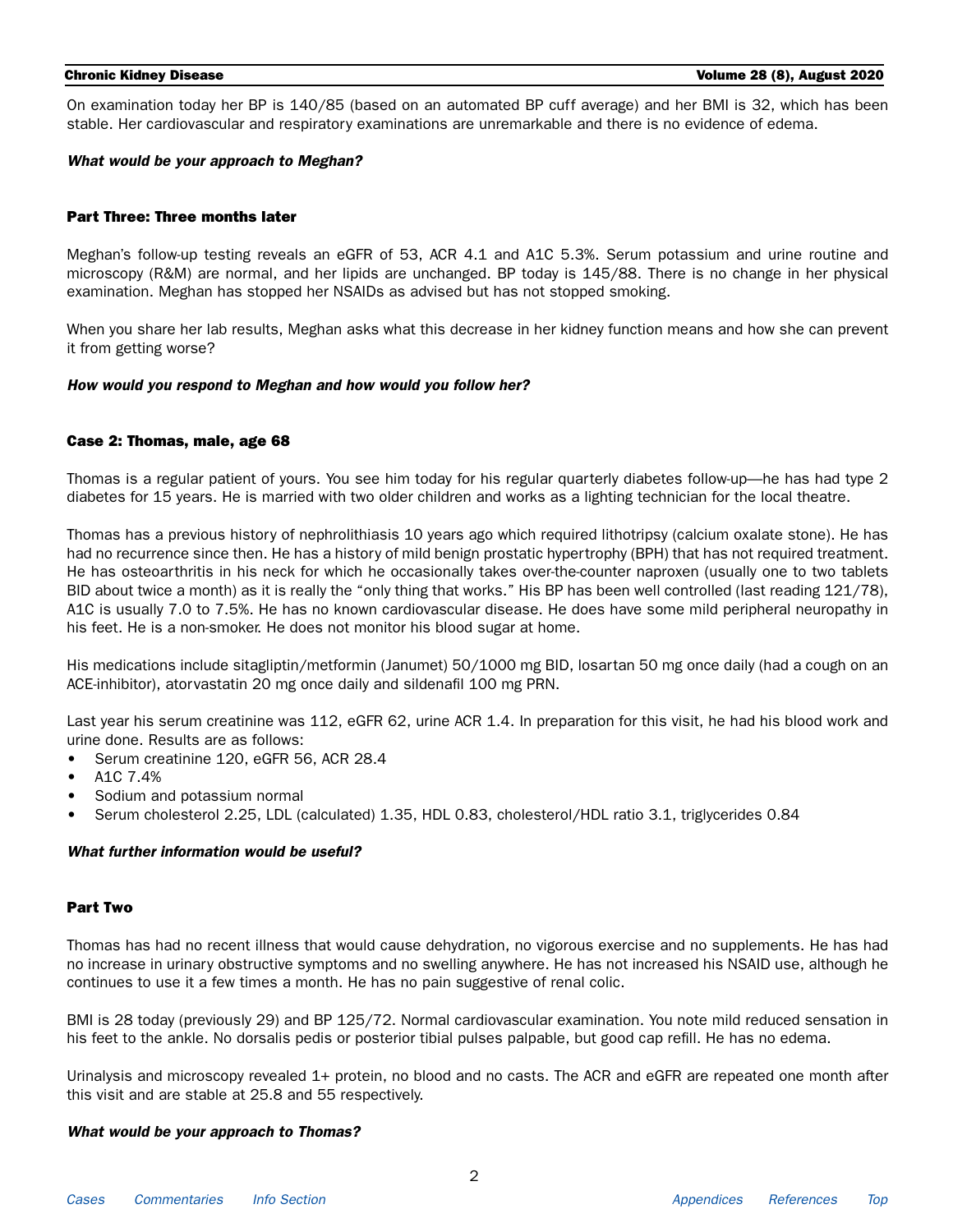On examination today her BP is 140/85 (based on an automated BP cuff average) and her BMI is 32, which has been stable. Her cardiovascular and respiratory examinations are unremarkable and there is no evidence of edema.

***What would be your approach to Meghan?***

### Part Three: Three months later

Meghan's follow-up testing reveals an eGFR of 53, ACR 4.1 and A1C 5.3%. Serum potassium and urine routine and microscopy (R&M) are normal, and her lipids are unchanged. BP today is 145/88. There is no change in her physical examination. Meghan has stopped her NSAIDs as advised but has not stopped smoking.

When you share her lab results, Meghan asks what this decrease in her kidney function means and how she can prevent it from getting worse?

***How would you respond to Meghan and how would you follow her?***

## Case 2: Thomas, male, age 68

Thomas is a regular patient of yours. You see him today for his regular quarterly diabetes follow-up—he has had type 2 diabetes for 15 years. He is married with two older children and works as a lighting technician for the local theatre.

Thomas has a previous history of nephrolithiasis 10 years ago which required lithotripsy (calcium oxalate stone). He has had no recurrence since then. He has a history of mild benign prostatic hypertrophy (BPH) that has not required treatment. He has osteoarthritis in his neck for which he occasionally takes over-the-counter naproxen (usually one to two tablets BID about twice a month) as it is really the "only thing that works." His BP has been well controlled (last reading 121/78), A1C is usually 7.0 to 7.5%. He has no known cardiovascular disease. He does have some mild peripheral neuropathy in his feet. He is a non-smoker. He does not monitor his blood sugar at home.

His medications include sitagliptin/metformin (Janumet) 50/1000 mg BID, losartan 50 mg once daily (had a cough on an ACE-inhibitor), atorvastatin 20 mg once daily and sildenafil 100 mg PRN.

Last year his serum creatinine was 112, eGFR 62, urine ACR 1.4. In preparation for this visit, he had his blood work and urine done. Results are as follows:

- Serum creatinine 120, eGFR 56, ACR 28.4
- A1C 7.4%
- Sodium and potassium normal
- Serum cholesterol 2.25, LDL (calculated) 1.35, HDL 0.83, cholesterol/HDL ratio 3.1, triglycerides 0.84

***What further information would be useful?***

### Part Two

Thomas has had no recent illness that would cause dehydration, no vigorous exercise and no supplements. He has had no increase in urinary obstructive symptoms and no swelling anywhere. He has not increased his NSAID use, although he continues to use it a few times a month. He has no pain suggestive of renal colic.

BMI is 28 today (previously 29) and BP 125/72. Normal cardiovascular examination. You note mild reduced sensation in his feet to the ankle. No dorsalis pedis or posterior tibial pulses palpable, but good cap refill. He has no edema.

Urinalysis and microscopy revealed 1+ protein, no blood and no casts. The ACR and eGFR are repeated one month after this visit and are stable at 25.8 and 55 respectively.

***What would be your approach to Thomas?***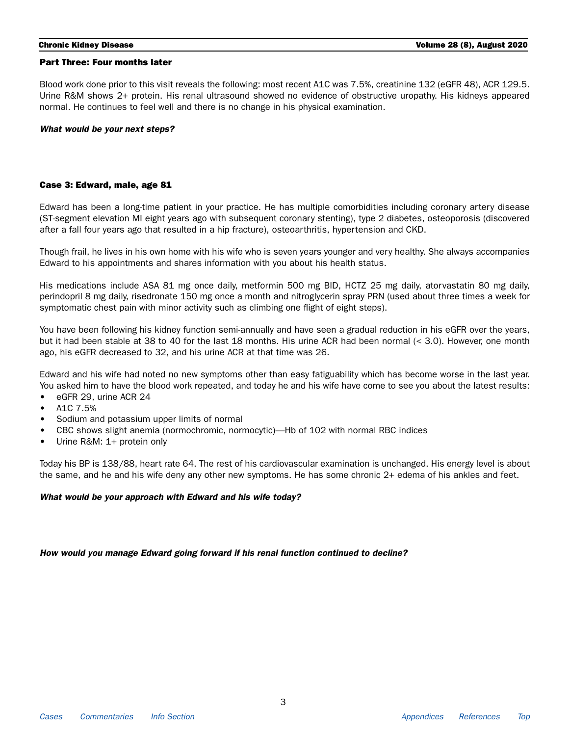### Part Three: Four months later

Blood work done prior to this visit reveals the following: most recent A1C was 7.5%, creatinine 132 (eGFR 48), ACR 129.5. Urine R&M shows 2+ protein. His renal ultrasound showed no evidence of obstructive uropathy. His kidneys appeared normal. He continues to feel well and there is no change in his physical examination.

***What would be your next steps?***

## Case 3: Edward, male, age 81

Edward has been a long-time patient in your practice. He has multiple comorbidities including coronary artery disease (ST-segment elevation MI eight years ago with subsequent coronary stenting), type 2 diabetes, osteoporosis (discovered after a fall four years ago that resulted in a hip fracture), osteoarthritis, hypertension and CKD.

Though frail, he lives in his own home with his wife who is seven years younger and very healthy. She always accompanies Edward to his appointments and shares information with you about his health status.

His medications include ASA 81 mg once daily, metformin 500 mg BID, HCTZ 25 mg daily, atorvastatin 80 mg daily, perindopril 8 mg daily, risedronate 150 mg once a month and nitroglycerin spray PRN (used about three times a week for symptomatic chest pain with minor activity such as climbing one flight of eight steps).

You have been following his kidney function semi-annually and have seen a gradual reduction in his eGFR over the years, but it had been stable at 38 to 40 for the last 18 months. His urine ACR had been normal (< 3.0). However, one month ago, his eGFR decreased to 32, and his urine ACR at that time was 26.

Edward and his wife had noted no new symptoms other than easy fatiguability which has become worse in the last year. You asked him to have the blood work repeated, and today he and his wife have come to see you about the latest results:

- eGFR 29, urine ACR 24
- A1C 7.5%
- Sodium and potassium upper limits of normal
- CBC shows slight anemia (normochromic, normocytic)—Hb of 102 with normal RBC indices
- Urine R&M: 1+ protein only

Today his BP is 138/88, heart rate 64. The rest of his cardiovascular examination is unchanged. His energy level is about the same, and he and his wife deny any other new symptoms. He has some chronic 2+ edema of his ankles and feet.

***What would be your approach with Edward and his wife today?***

***How would you manage Edward going forward if his renal function continued to decline?***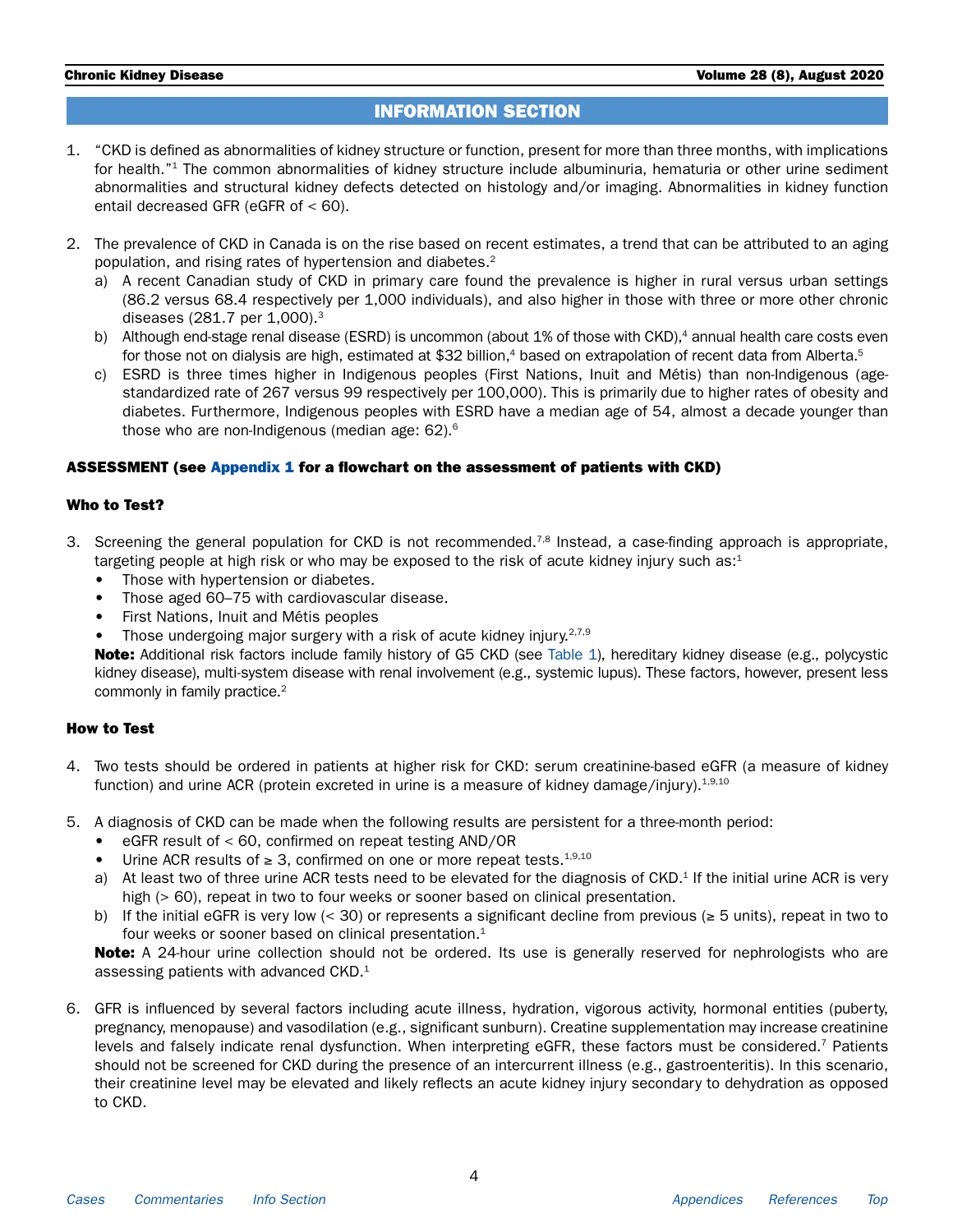## INFORMATION SECTION

1. "CKD is defined as abnormalities of kidney structure or function, present for more than three months, with implications for health."[1] The common abnormalities of kidney structure include albuminuria, hematuria or other urine sediment abnormalities and structural kidney defects detected on histology and/or imaging. Abnormalities in kidney function entail decreased GFR (eGFR of < 60).

2. The prevalence of CKD in Canada is on the rise based on recent estimates, a trend that can be attributed to an aging population, and rising rates of hypertension and diabetes.[2]
   a) A recent Canadian study of CKD in primary care found the prevalence is higher in rural versus urban settings (86.2 versus 68.4 respectively per 1,000 individuals), and also higher in those with three or more other chronic diseases (281.7 per 1,000).[3]
   b) Although end-stage renal disease (ESRD) is uncommon (about 1% of those with CKD),[4] annual health care costs even for those not on dialysis are high, estimated at $32 billion,[4] based on extrapolation of recent data from Alberta.[5]
   c) ESRD is three times higher in Indigenous peoples (First Nations, Inuit and Métis) than non-Indigenous (age-standardized rate of 267 versus 99 respectively per 100,000). This is primarily due to higher rates of obesity and diabetes. Furthermore, Indigenous peoples with ESRD have a median age of 54, almost a decade younger than those who are non-Indigenous (median age: 62).[6]

### ASSESSMENT (see Appendix 1 for a flowchart on the assessment of patients with CKD)

#### Who to Test?

3. Screening the general population for CKD is not recommended.[7,8] Instead, a case-finding approach is appropriate, targeting people at high risk or who may be exposed to the risk of acute kidney injury such as:[1]
   - Those with hypertension or diabetes.
   - Those aged 60–75 with cardiovascular disease.
   - First Nations, Inuit and Métis peoples
   - Those undergoing major surgery with a risk of acute kidney injury.[2,7,9]

   **Note:** Additional risk factors include family history of G5 CKD (see Table 1), hereditary kidney disease (e.g., polycystic kidney disease), multi-system disease with renal involvement (e.g., systemic lupus). These factors, however, present less commonly in family practice.[2]

#### How to Test

4. Two tests should be ordered in patients at higher risk for CKD: serum creatinine-based eGFR (a measure of kidney function) and urine ACR (protein excreted in urine is a measure of kidney damage/injury).[1,9,10]

5. A diagnosis of CKD can be made when the following results are persistent for a three-month period:
   - eGFR result of < 60, confirmed on repeat testing AND/OR
   - Urine ACR results of ≥ 3, confirmed on one or more repeat tests.[1,9,10]

   a) At least two of three urine ACR tests need to be elevated for the diagnosis of CKD.[1] If the initial urine ACR is very high (> 60), repeat in two to four weeks or sooner based on clinical presentation.
   b) If the initial eGFR is very low (< 30) or represents a significant decline from previous (≥ 5 units), repeat in two to four weeks or sooner based on clinical presentation.[1]

   **Note:** A 24-hour urine collection should not be ordered. Its use is generally reserved for nephrologists who are assessing patients with advanced CKD.[1]

6. GFR is influenced by several factors including acute illness, hydration, vigorous activity, hormonal entities (puberty, pregnancy, menopause) and vasodilation (e.g., significant sunburn). Creatine supplementation may increase creatinine levels and falsely indicate renal dysfunction. When interpreting eGFR, these factors must be considered.[7] Patients should not be screened for CKD during the presence of an intercurrent illness (e.g., gastroenteritis). In this scenario, their creatinine level may be elevated and likely reflects an acute kidney injury secondary to dehydration as opposed to CKD.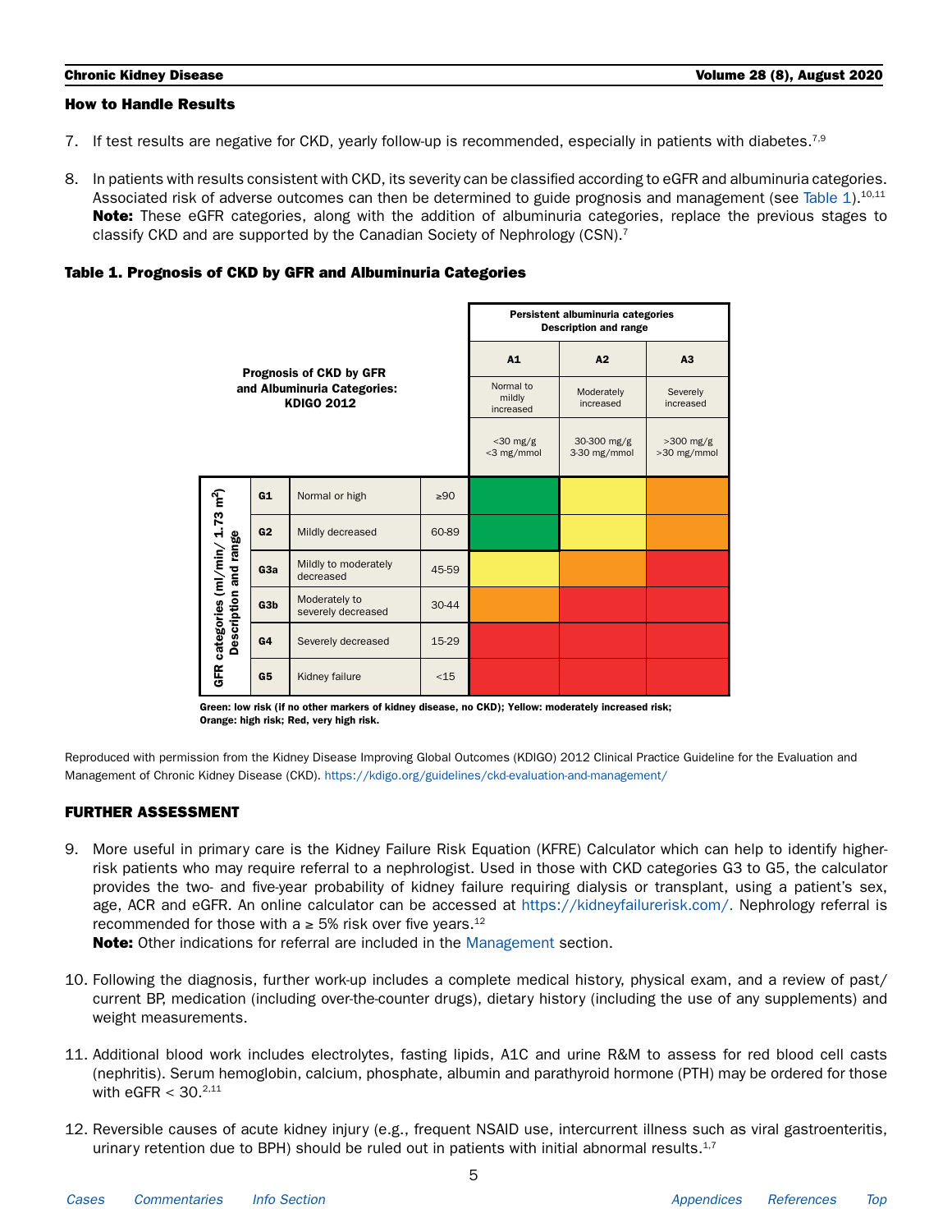## How to Handle Results

7. If test results are negative for CKD, yearly follow-up is recommended, especially in patients with diabetes.[7,9]

8. In patients with results consistent with CKD, its severity can be classified according to eGFR and albuminuria categories. Associated risk of adverse outcomes can then be determined to guide prognosis and management (see Table 1).[10,11] **Note:** These eGFR categories, along with the addition of albuminuria categories, replace the previous stages to classify CKD and are supported by the Canadian Society of Nephrology (CSN).[7]

### Table 1. Prognosis of CKD by GFR and Albuminuria Categories

| Prognosis of CKD by GFR and Albuminuria Categories: KDIGO 2012 | | | | Persistent albuminuria categories Description and range | | |
|---|---|---|---|---|---|---|
| | | | | A1 | A2 | A3 |
| | | | | Normal to mildly increased | Moderately increased | Severely increased |
| | | | | <30 mg/g <3 mg/mmol | 30-300 mg/g 3-30 mg/mmol | >300 mg/g >30 mg/mmol |
| GFR categories (ml/min/ 1.73 m²) Description and range | G1 | Normal or high | ≥90 | Green | Yellow | Orange |
| | G2 | Mildly decreased | 60-89 | Green | Yellow | Orange |
| | G3a | Mildly to moderately decreased | 45-59 | Yellow | Orange | Red |
| | G3b | Moderately to severely decreased | 30-44 | Orange | Red | Red |
| | G4 | Severely decreased | 15-29 | Red | Red | Red |
| | G5 | Kidney failure | <15 | Red | Red | Red |

**Green: low risk (if no other markers of kidney disease, no CKD); Yellow: moderately increased risk; Orange: high risk; Red, very high risk.**

Reproduced with permission from the Kidney Disease Improving Global Outcomes (KDIGO) 2012 Clinical Practice Guideline for the Evaluation and Management of Chronic Kidney Disease (CKD). https://kdigo.org/guidelines/ckd-evaluation-and-management/

## FURTHER ASSESSMENT

9. More useful in primary care is the Kidney Failure Risk Equation (KFRE) Calculator which can help to identify higher-risk patients who may require referral to a nephrologist. Used in those with CKD categories G3 to G5, the calculator provides the two- and five-year probability of kidney failure requiring dialysis or transplant, using a patient's sex, age, ACR and eGFR. An online calculator can be accessed at https://kidneyfailurerisk.com/. Nephrology referral is recommended for those with a ≥ 5% risk over five years.[12]
   **Note:** Other indications for referral are included in the Management section.

10. Following the diagnosis, further work-up includes a complete medical history, physical exam, and a review of past/ current BP, medication (including over-the-counter drugs), dietary history (including the use of any supplements) and weight measurements.

11. Additional blood work includes electrolytes, fasting lipids, A1C and urine R&M to assess for red blood cell casts (nephritis). Serum hemoglobin, calcium, phosphate, albumin and parathyroid hormone (PTH) may be ordered for those with eGFR < 30.[2,11]

12. Reversible causes of acute kidney injury (e.g., frequent NSAID use, intercurrent illness such as viral gastroenteritis, urinary retention due to BPH) should be ruled out in patients with initial abnormal results.[1,7]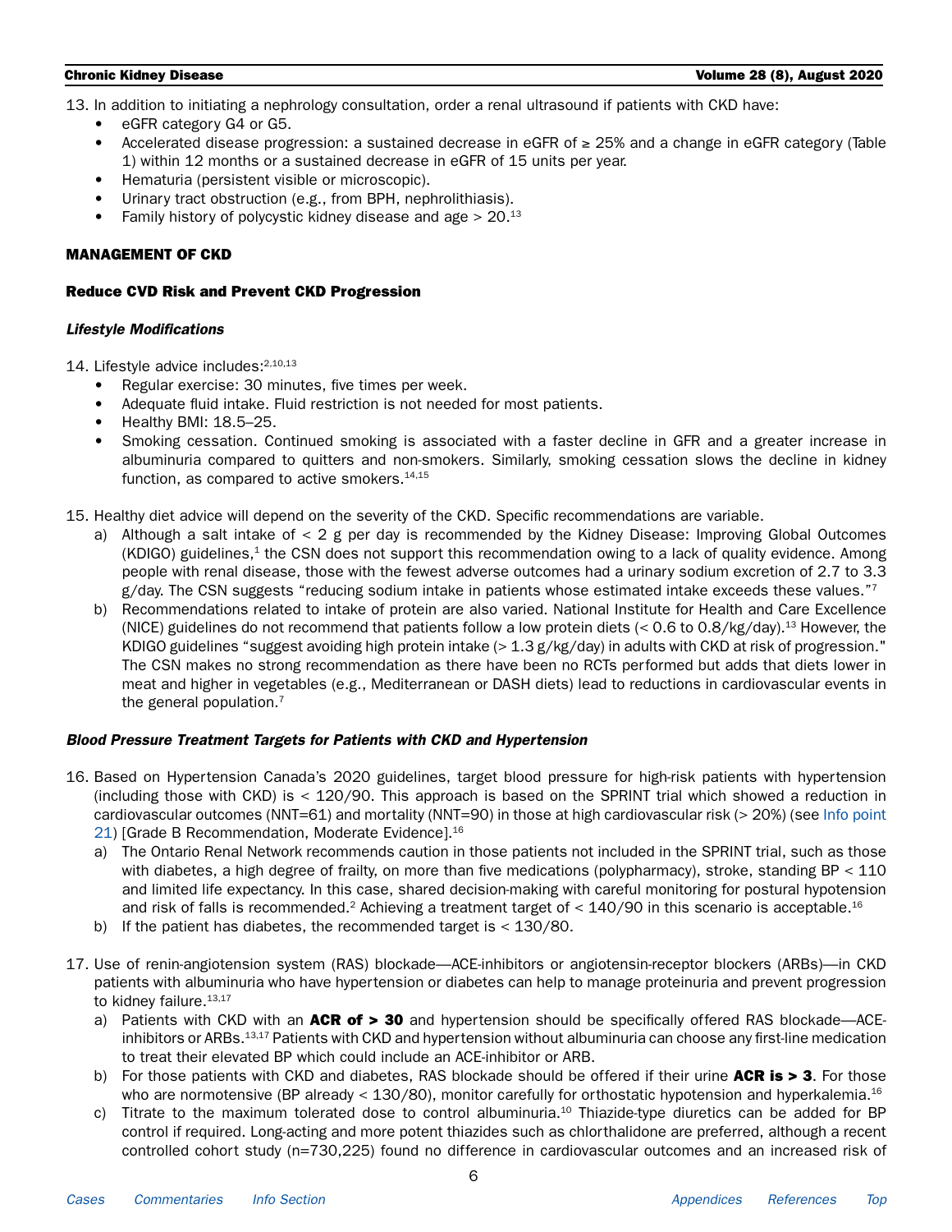13. In addition to initiating a nephrology consultation, order a renal ultrasound if patients with CKD have:
    - eGFR category G4 or G5.
    - Accelerated disease progression: a sustained decrease in eGFR of ≥ 25% and a change in eGFR category (Table 1) within 12 months or a sustained decrease in eGFR of 15 units per year.
    - Hematuria (persistent visible or microscopic).
    - Urinary tract obstruction (e.g., from BPH, nephrolithiasis).
    - Family history of polycystic kidney disease and age > 20.[13]

## MANAGEMENT OF CKD

### Reduce CVD Risk and Prevent CKD Progression

#### *Lifestyle Modifications*

14. Lifestyle advice includes:[2,10,13]
    - Regular exercise: 30 minutes, five times per week.
    - Adequate fluid intake. Fluid restriction is not needed for most patients.
    - Healthy BMI: 18.5–25.
    - Smoking cessation. Continued smoking is associated with a faster decline in GFR and a greater increase in albuminuria compared to quitters and non-smokers. Similarly, smoking cessation slows the decline in kidney function, as compared to active smokers.[14,15]

15. Healthy diet advice will depend on the severity of the CKD. Specific recommendations are variable.
    a) Although a salt intake of < 2 g per day is recommended by the Kidney Disease: Improving Global Outcomes (KDIGO) guidelines,[1] the CSN does not support this recommendation owing to a lack of quality evidence. Among people with renal disease, those with the fewest adverse outcomes had a urinary sodium excretion of 2.7 to 3.3 g/day. The CSN suggests "reducing sodium intake in patients whose estimated intake exceeds these values."[7]
    b) Recommendations related to intake of protein are also varied. National Institute for Health and Care Excellence (NICE) guidelines do not recommend that patients follow a low protein diets (< 0.6 to 0.8/kg/day).[13] However, the KDIGO guidelines "suggest avoiding high protein intake (> 1.3 g/kg/day) in adults with CKD at risk of progression." The CSN makes no strong recommendation as there have been no RCTs performed but adds that diets lower in meat and higher in vegetables (e.g., Mediterranean or DASH diets) lead to reductions in cardiovascular events in the general population.[7]

#### *Blood Pressure Treatment Targets for Patients with CKD and Hypertension*

16. Based on Hypertension Canada's 2020 guidelines, target blood pressure for high-risk patients with hypertension (including those with CKD) is < 120/90. This approach is based on the SPRINT trial which showed a reduction in cardiovascular outcomes (NNT=61) and mortality (NNT=90) in those at high cardiovascular risk (> 20%) (see Info point 21) [Grade B Recommendation, Moderate Evidence].[16]
    a) The Ontario Renal Network recommends caution in those patients not included in the SPRINT trial, such as those with diabetes, a high degree of frailty, on more than five medications (polypharmacy), stroke, standing BP < 110 and limited life expectancy. In this case, shared decision-making with careful monitoring for postural hypotension and risk of falls is recommended.[2] Achieving a treatment target of < 140/90 in this scenario is acceptable.[16]
    b) If the patient has diabetes, the recommended target is < 130/80.

17. Use of renin-angiotension system (RAS) blockade—ACE-inhibitors or angiotensin-receptor blockers (ARBs)—in CKD patients with albuminuria who have hypertension or diabetes can help to manage proteinuria and prevent progression to kidney failure.[13,17]
    a) Patients with CKD with an **ACR of > 30** and hypertension should be specifically offered RAS blockade—ACE-inhibitors or ARBs.[13,17] Patients with CKD and hypertension without albuminuria can choose any first-line medication to treat their elevated BP which could include an ACE-inhibitor or ARB.
    b) For those patients with CKD and diabetes, RAS blockade should be offered if their urine **ACR is > 3**. For those who are normotensive (BP already < 130/80), monitor carefully for orthostatic hypotension and hyperkalemia.[16]
    c) Titrate to the maximum tolerated dose to control albuminuria.[10] Thiazide-type diuretics can be added for BP control if required. Long-acting and more potent thiazides such as chlorthalidone are preferred, although a recent controlled cohort study (n=730,225) found no difference in cardiovascular outcomes and an increased risk of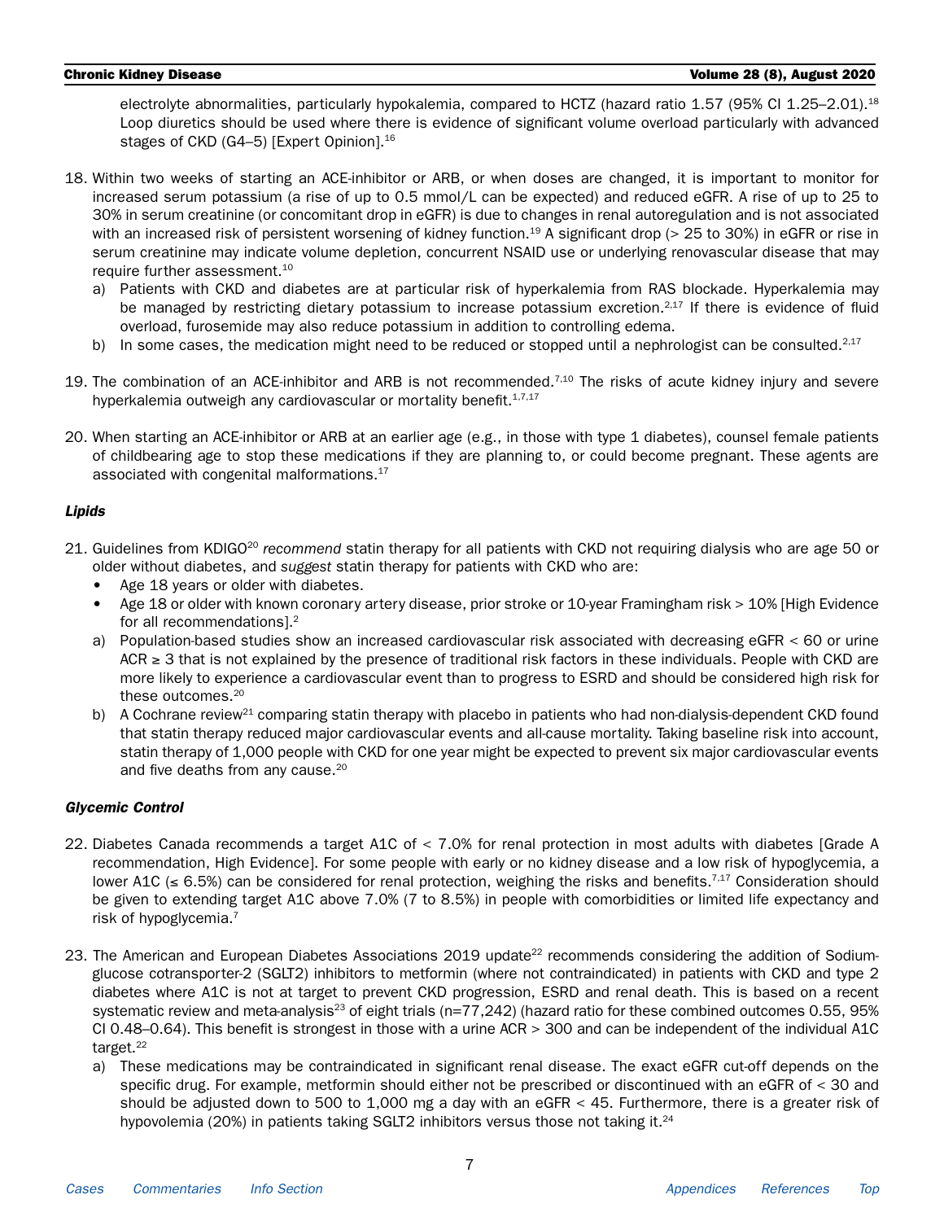electrolyte abnormalities, particularly hypokalemia, compared to HCTZ (hazard ratio 1.57 (95% CI 1.25–2.01).[18] Loop diuretics should be used where there is evidence of significant volume overload particularly with advanced stages of CKD (G4–5) [Expert Opinion].[16]

18. Within two weeks of starting an ACE-inhibitor or ARB, or when doses are changed, it is important to monitor for increased serum potassium (a rise of up to 0.5 mmol/L can be expected) and reduced eGFR. A rise of up to 25 to 30% in serum creatinine (or concomitant drop in eGFR) is due to changes in renal autoregulation and is not associated with an increased risk of persistent worsening of kidney function.[19] A significant drop (> 25 to 30%) in eGFR or rise in serum creatinine may indicate volume depletion, concurrent NSAID use or underlying renovascular disease that may require further assessment.[10]
    a) Patients with CKD and diabetes are at particular risk of hyperkalemia from RAS blockade. Hyperkalemia may be managed by restricting dietary potassium to increase potassium excretion.[2,17] If there is evidence of fluid overload, furosemide may also reduce potassium in addition to controlling edema.
    b) In some cases, the medication might need to be reduced or stopped until a nephrologist can be consulted.[2,17]

19. The combination of an ACE-inhibitor and ARB is not recommended.[7,10] The risks of acute kidney injury and severe hyperkalemia outweigh any cardiovascular or mortality benefit.[1,7,17]

20. When starting an ACE-inhibitor or ARB at an earlier age (e.g., in those with type 1 diabetes), counsel female patients of childbearing age to stop these medications if they are planning to, or could become pregnant. These agents are associated with congenital malformations.[17]

### *Lipids*

21. Guidelines from KDIGO[20] *recommend* statin therapy for all patients with CKD not requiring dialysis who are age 50 or older without diabetes, and *suggest* statin therapy for patients with CKD who are:
    - Age 18 years or older with diabetes.
    - Age 18 or older with known coronary artery disease, prior stroke or 10-year Framingham risk > 10% [High Evidence for all recommendations].[2]
    
    a) Population-based studies show an increased cardiovascular risk associated with decreasing eGFR < 60 or urine ACR ≥ 3 that is not explained by the presence of traditional risk factors in these individuals. People with CKD are more likely to experience a cardiovascular event than to progress to ESRD and should be considered high risk for these outcomes.[20]
    b) A Cochrane review[21] comparing statin therapy with placebo in patients who had non-dialysis-dependent CKD found that statin therapy reduced major cardiovascular events and all-cause mortality. Taking baseline risk into account, statin therapy of 1,000 people with CKD for one year might be expected to prevent six major cardiovascular events and five deaths from any cause.[20]

### *Glycemic Control*

22. Diabetes Canada recommends a target A1C of < 7.0% for renal protection in most adults with diabetes [Grade A recommendation, High Evidence]. For some people with early or no kidney disease and a low risk of hypoglycemia, a lower A1C (≤ 6.5%) can be considered for renal protection, weighing the risks and benefits.[7,17] Consideration should be given to extending target A1C above 7.0% (7 to 8.5%) in people with comorbidities or limited life expectancy and risk of hypoglycemia.[7]

23. The American and European Diabetes Associations 2019 update[22] recommends considering the addition of Sodium-glucose cotransporter-2 (SGLT2) inhibitors to metformin (where not contraindicated) in patients with CKD and type 2 diabetes where A1C is not at target to prevent CKD progression, ESRD and renal death. This is based on a recent systematic review and meta-analysis[23] of eight trials (n=77,242) (hazard ratio for these combined outcomes 0.55, 95% CI 0.48–0.64). This benefit is strongest in those with a urine ACR > 300 and can be independent of the individual A1C target.[22]
    a) These medications may be contraindicated in significant renal disease. The exact eGFR cut-off depends on the specific drug. For example, metformin should either not be prescribed or discontinued with an eGFR of < 30 and should be adjusted down to 500 to 1,000 mg a day with an eGFR < 45. Furthermore, there is a greater risk of hypovolemia (20%) in patients taking SGLT2 inhibitors versus those not taking it.[24]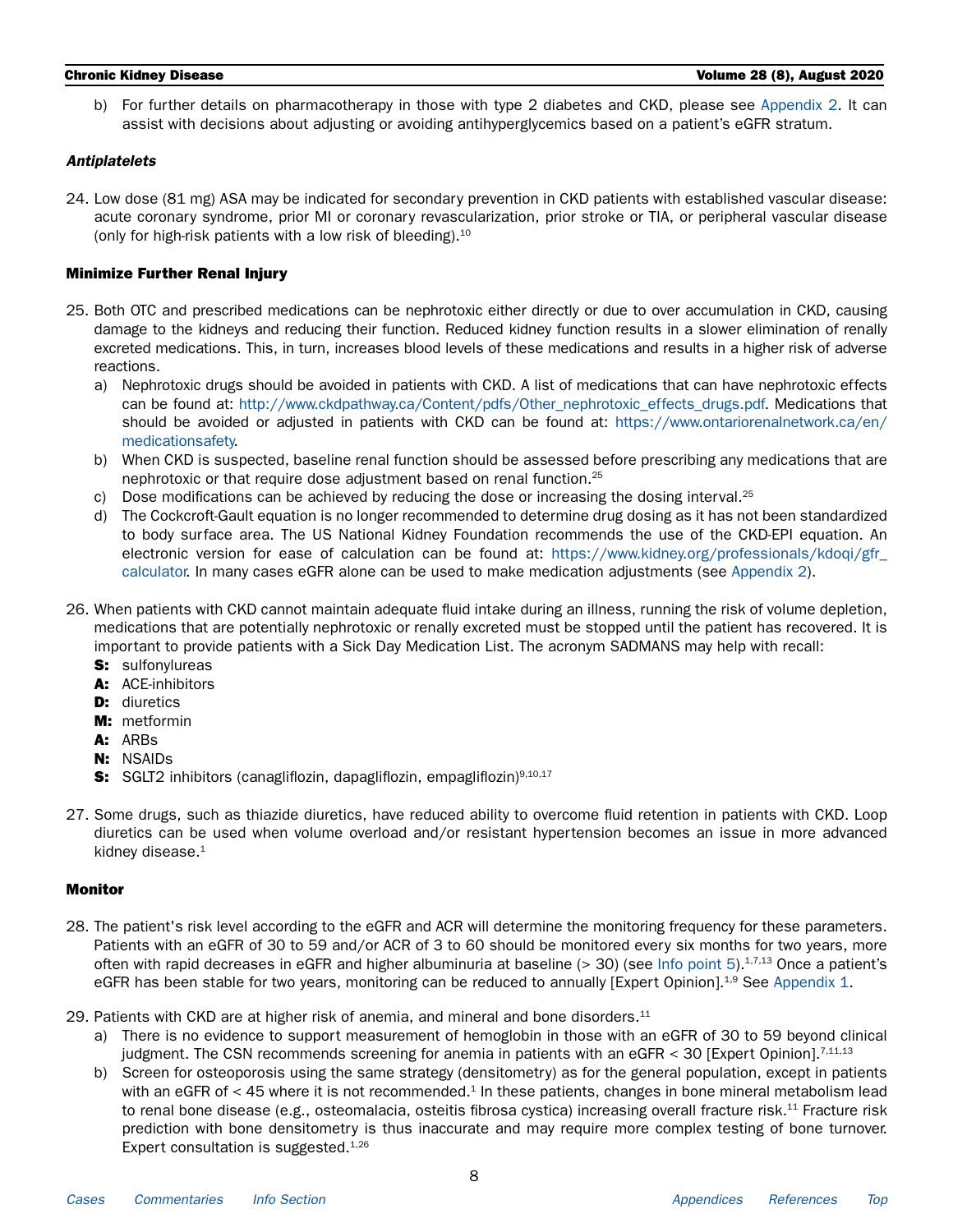b) For further details on pharmacotherapy in those with type 2 diabetes and CKD, please see Appendix 2. It can assist with decisions about adjusting or avoiding antihyperglycemics based on a patient's eGFR stratum.

### *Antiplatelets*

24. Low dose (81 mg) ASA may be indicated for secondary prevention in CKD patients with established vascular disease: acute coronary syndrome, prior MI or coronary revascularization, prior stroke or TIA, or peripheral vascular disease (only for high-risk patients with a low risk of bleeding).[10]

## Minimize Further Renal Injury

25. Both OTC and prescribed medications can be nephrotoxic either directly or due to over accumulation in CKD, causing damage to the kidneys and reducing their function. Reduced kidney function results in a slower elimination of renally excreted medications. This, in turn, increases blood levels of these medications and results in a higher risk of adverse reactions.
    a) Nephrotoxic drugs should be avoided in patients with CKD. A list of medications that can have nephrotoxic effects can be found at: http://www.ckdpathway.ca/Content/pdfs/Other_nephrotoxic_effects_drugs.pdf. Medications that should be avoided or adjusted in patients with CKD can be found at: https://www.ontariorenalnetwork.ca/en/medicationsafety.
    b) When CKD is suspected, baseline renal function should be assessed before prescribing any medications that are nephrotoxic or that require dose adjustment based on renal function.[25]
    c) Dose modifications can be achieved by reducing the dose or increasing the dosing interval.[25]
    d) The Cockcroft-Gault equation is no longer recommended to determine drug dosing as it has not been standardized to body surface area. The US National Kidney Foundation recommends the use of the CKD-EPI equation. An electronic version for ease of calculation can be found at: https://www.kidney.org/professionals/kdoqi/gfr_calculator. In many cases eGFR alone can be used to make medication adjustments (see Appendix 2).

26. When patients with CKD cannot maintain adequate fluid intake during an illness, running the risk of volume depletion, medications that are potentially nephrotoxic or renally excreted must be stopped until the patient has recovered. It is important to provide patients with a Sick Day Medication List. The acronym SADMANS may help with recall:
    **S:** sulfonylureas
    **A:** ACE-inhibitors
    **D:** diuretics
    **M:** metformin
    **A:** ARBs
    **N:** NSAIDs
    **S:** SGLT2 inhibitors (canagliflozin, dapagliflozin, empagliflozin)[9,10,17]

27. Some drugs, such as thiazide diuretics, have reduced ability to overcome fluid retention in patients with CKD. Loop diuretics can be used when volume overload and/or resistant hypertension becomes an issue in more advanced kidney disease.[1]

## Monitor

28. The patient's risk level according to the eGFR and ACR will determine the monitoring frequency for these parameters. Patients with an eGFR of 30 to 59 and/or ACR of 3 to 60 should be monitored every six months for two years, more often with rapid decreases in eGFR and higher albuminuria at baseline (> 30) (see Info point 5).[1,7,13] Once a patient's eGFR has been stable for two years, monitoring can be reduced to annually [Expert Opinion].[1,9] See Appendix 1.

29. Patients with CKD are at higher risk of anemia, and mineral and bone disorders.[11]
    a) There is no evidence to support measurement of hemoglobin in those with an eGFR of 30 to 59 beyond clinical judgment. The CSN recommends screening for anemia in patients with an eGFR < 30 [Expert Opinion].[7,11,13]
    b) Screen for osteoporosis using the same strategy (densitometry) as for the general population, except in patients with an eGFR of < 45 where it is not recommended.[1] In these patients, changes in bone mineral metabolism lead to renal bone disease (e.g., osteomalacia, osteitis fibrosa cystica) increasing overall fracture risk.[11] Fracture risk prediction with bone densitometry is thus inaccurate and may require more complex testing of bone turnover. Expert consultation is suggested.[1,26]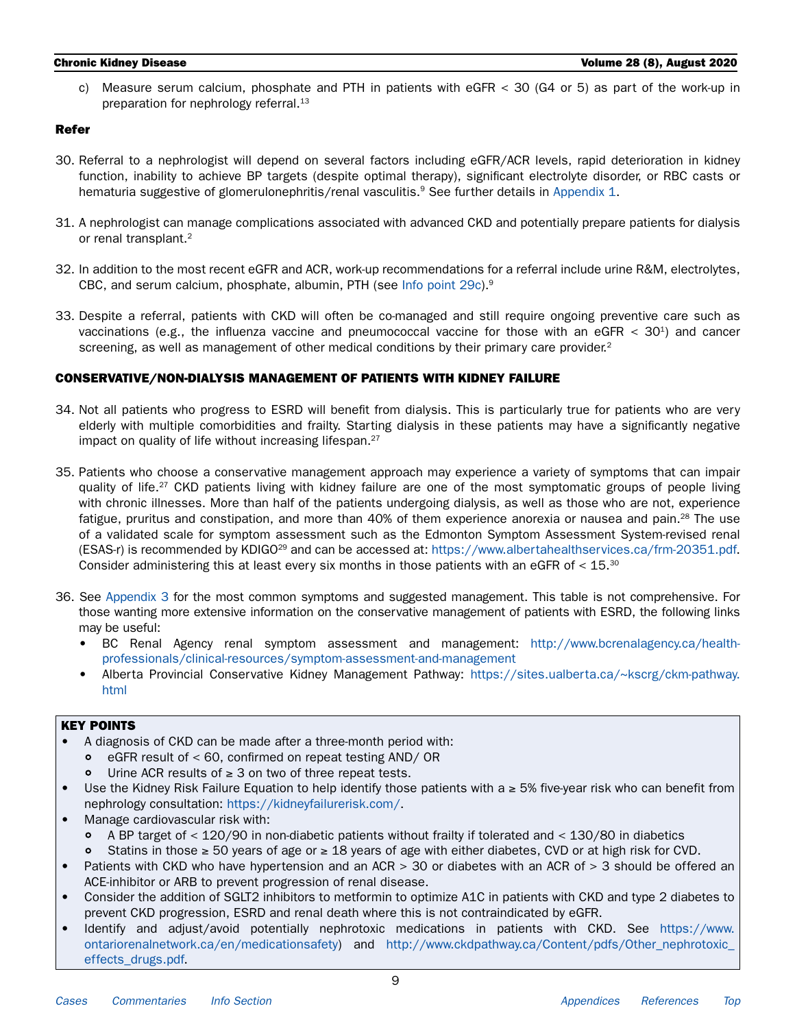c) Measure serum calcium, phosphate and PTH in patients with eGFR < 30 (G4 or 5) as part of the work-up in preparation for nephrology referral.[13]

**Refer**

30. Referral to a nephrologist will depend on several factors including eGFR/ACR levels, rapid deterioration in kidney function, inability to achieve BP targets (despite optimal therapy), significant electrolyte disorder, or RBC casts or hematuria suggestive of glomerulonephritis/renal vasculitis.[9] See further details in Appendix 1.

31. A nephrologist can manage complications associated with advanced CKD and potentially prepare patients for dialysis or renal transplant.[2]

32. In addition to the most recent eGFR and ACR, work-up recommendations for a referral include urine R&M, electrolytes, CBC, and serum calcium, phosphate, albumin, PTH (see Info point 29c).[9]

33. Despite a referral, patients with CKD will often be co-managed and still require ongoing preventive care such as vaccinations (e.g., the influenza vaccine and pneumococcal vaccine for those with an eGFR < 30[1]) and cancer screening, as well as management of other medical conditions by their primary care provider.[2]

**CONSERVATIVE/NON-DIALYSIS MANAGEMENT OF PATIENTS WITH KIDNEY FAILURE**

34. Not all patients who progress to ESRD will benefit from dialysis. This is particularly true for patients who are very elderly with multiple comorbidities and frailty. Starting dialysis in these patients may have a significantly negative impact on quality of life without increasing lifespan.[27]

35. Patients who choose a conservative management approach may experience a variety of symptoms that can impair quality of life.[27] CKD patients living with kidney failure are one of the most symptomatic groups of people living with chronic illnesses. More than half of the patients undergoing dialysis, as well as those who are not, experience fatigue, pruritus and constipation, and more than 40% of them experience anorexia or nausea and pain.[28] The use of a validated scale for symptom assessment such as the Edmonton Symptom Assessment System-revised renal (ESAS-r) is recommended by KDIGO[29] and can be accessed at: https://www.albertahealthservices.ca/frm-20351.pdf. Consider administering this at least every six months in those patients with an eGFR of < 15.[30]

36. See Appendix 3 for the most common symptoms and suggested management. This table is not comprehensive. For those wanting more extensive information on the conservative management of patients with ESRD, the following links may be useful:
    - BC Renal Agency renal symptom assessment and management: http://www.bcrenalagency.ca/health-professionals/clinical-resources/symptom-assessment-and-management
    - Alberta Provincial Conservative Kidney Management Pathway: https://sites.ualberta.ca/~kscrg/ckm-pathway.html

**KEY POINTS**

- A diagnosis of CKD can be made after a three-month period with:
  - eGFR result of < 60, confirmed on repeat testing AND/ OR
  - Urine ACR results of ≥ 3 on two of three repeat tests.
- Use the Kidney Risk Failure Equation to help identify those patients with a ≥ 5% five-year risk who can benefit from nephrology consultation: https://kidneyfailurerisk.com/.
- Manage cardiovascular risk with:
  - A BP target of < 120/90 in non-diabetic patients without frailty if tolerated and < 130/80 in diabetics
  - Statins in those ≥ 50 years of age or ≥ 18 years of age with either diabetes, CVD or at high risk for CVD.
- Patients with CKD who have hypertension and an ACR > 30 or diabetes with an ACR of > 3 should be offered an ACE-inhibitor or ARB to prevent progression of renal disease.
- Consider the addition of SGLT2 inhibitors to metformin to optimize A1C in patients with CKD and type 2 diabetes to prevent CKD progression, ESRD and renal death where this is not contraindicated by eGFR.
- Identify and adjust/avoid potentially nephrotoxic medications in patients with CKD. See https://www.ontariorenalnetwork.ca/en/medicationsafety) and http://www.ckdpathway.ca/Content/pdfs/Other_nephrotoxic_effects_drugs.pdf.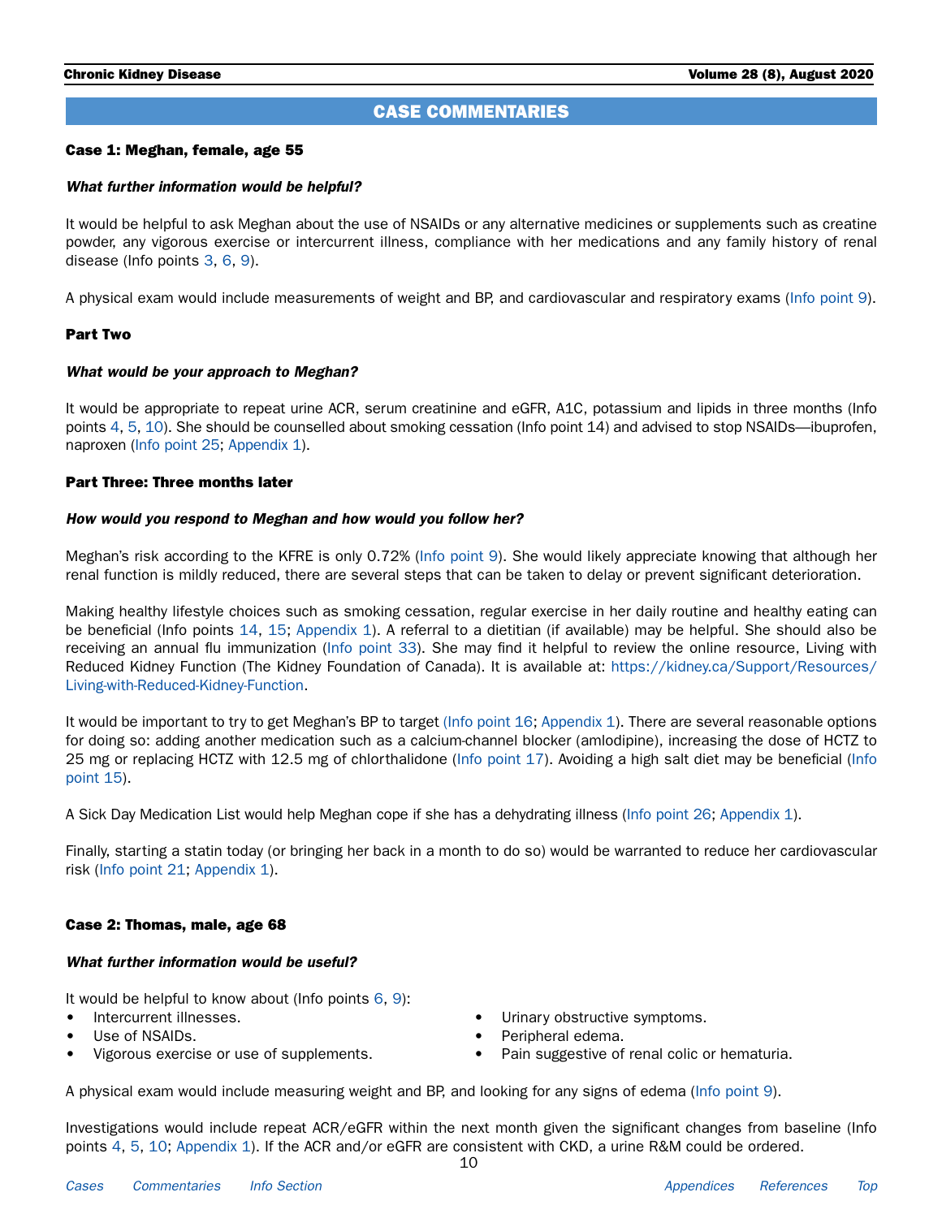## CASE COMMENTARIES

### Case 1: Meghan, female, age 55

***What further information would be helpful?***

It would be helpful to ask Meghan about the use of NSAIDs or any alternative medicines or supplements such as creatine powder, any vigorous exercise or intercurrent illness, compliance with her medications and any family history of renal disease (Info points 3, 6, 9).

A physical exam would include measurements of weight and BP, and cardiovascular and respiratory exams (Info point 9).

### Part Two

***What would be your approach to Meghan?***

It would be appropriate to repeat urine ACR, serum creatinine and eGFR, A1C, potassium and lipids in three months (Info points 4, 5, 10). She should be counselled about smoking cessation (Info point 14) and advised to stop NSAIDs—ibuprofen, naproxen (Info point 25; Appendix 1).

### Part Three: Three months later

***How would you respond to Meghan and how would you follow her?***

Meghan's risk according to the KFRE is only 0.72% (Info point 9). She would likely appreciate knowing that although her renal function is mildly reduced, there are several steps that can be taken to delay or prevent significant deterioration.

Making healthy lifestyle choices such as smoking cessation, regular exercise in her daily routine and healthy eating can be beneficial (Info points 14, 15; Appendix 1). A referral to a dietitian (if available) may be helpful. She should also be receiving an annual flu immunization (Info point 33). She may find it helpful to review the online resource, Living with Reduced Kidney Function (The Kidney Foundation of Canada). It is available at: https://kidney.ca/Support/Resources/Living-with-Reduced-Kidney-Function.

It would be important to try to get Meghan's BP to target (Info point 16; Appendix 1). There are several reasonable options for doing so: adding another medication such as a calcium-channel blocker (amlodipine), increasing the dose of HCTZ to 25 mg or replacing HCTZ with 12.5 mg of chlorthalidone (Info point 17). Avoiding a high salt diet may be beneficial (Info point 15).

A Sick Day Medication List would help Meghan cope if she has a dehydrating illness (Info point 26; Appendix 1).

Finally, starting a statin today (or bringing her back in a month to do so) would be warranted to reduce her cardiovascular risk (Info point 21; Appendix 1).

### Case 2: Thomas, male, age 68

***What further information would be useful?***

It would be helpful to know about (Info points 6, 9):

- Intercurrent illnesses.
- Use of NSAIDs.
- Vigorous exercise or use of supplements.
- Urinary obstructive symptoms.
- Peripheral edema.
- Pain suggestive of renal colic or hematuria.

A physical exam would include measuring weight and BP, and looking for any signs of edema (Info point 9).

Investigations would include repeat ACR/eGFR within the next month given the significant changes from baseline (Info points 4, 5, 10; Appendix 1). If the ACR and/or eGFR are consistent with CKD, a urine R&M could be ordered.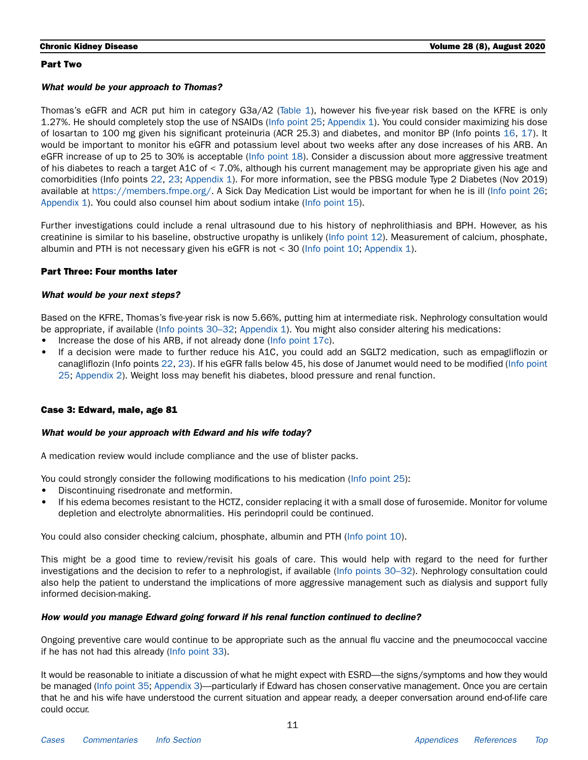### Part Two

***What would be your approach to Thomas?***

Thomas's eGFR and ACR put him in category G3a/A2 (Table 1), however his five-year risk based on the KFRE is only 1.27%. He should completely stop the use of NSAIDs (Info point 25; Appendix 1). You could consider maximizing his dose of losartan to 100 mg given his significant proteinuria (ACR 25.3) and diabetes, and monitor BP (Info points 16, 17). It would be important to monitor his eGFR and potassium level about two weeks after any dose increases of his ARB. An eGFR increase of up to 25 to 30% is acceptable (Info point 18). Consider a discussion about more aggressive treatment of his diabetes to reach a target A1C of < 7.0%, although his current management may be appropriate given his age and comorbidities (Info points 22, 23; Appendix 1). For more information, see the PBSG module Type 2 Diabetes (Nov 2019) available at https://members.fmpe.org/. A Sick Day Medication List would be important for when he is ill (Info point 26; Appendix 1). You could also counsel him about sodium intake (Info point 15).

Further investigations could include a renal ultrasound due to his history of nephrolithiasis and BPH. However, as his creatinine is similar to his baseline, obstructive uropathy is unlikely (Info point 12). Measurement of calcium, phosphate, albumin and PTH is not necessary given his eGFR is not < 30 (Info point 10; Appendix 1).

### Part Three: Four months later

***What would be your next steps?***

Based on the KFRE, Thomas's five-year risk is now 5.66%, putting him at intermediate risk. Nephrology consultation would be appropriate, if available (Info points 30–32; Appendix 1). You might also consider altering his medications:

- Increase the dose of his ARB, if not already done (Info point 17c).
- If a decision were made to further reduce his A1C, you could add an SGLT2 medication, such as empagliflozin or canagliflozin (Info points 22, 23). If his eGFR falls below 45, his dose of Janumet would need to be modified (Info point 25; Appendix 2). Weight loss may benefit his diabetes, blood pressure and renal function.

### Case 3: Edward, male, age 81

***What would be your approach with Edward and his wife today?***

A medication review would include compliance and the use of blister packs.

You could strongly consider the following modifications to his medication (Info point 25):

- Discontinuing risedronate and metformin.
- If his edema becomes resistant to the HCTZ, consider replacing it with a small dose of furosemide. Monitor for volume depletion and electrolyte abnormalities. His perindopril could be continued.

You could also consider checking calcium, phosphate, albumin and PTH (Info point 10).

This might be a good time to review/revisit his goals of care. This would help with regard to the need for further investigations and the decision to refer to a nephrologist, if available (Info points 30–32). Nephrology consultation could also help the patient to understand the implications of more aggressive management such as dialysis and support fully informed decision-making.

***How would you manage Edward going forward if his renal function continued to decline?***

Ongoing preventive care would continue to be appropriate such as the annual flu vaccine and the pneumococcal vaccine if he has not had this already (Info point 33).

It would be reasonable to initiate a discussion of what he might expect with ESRD—the signs/symptoms and how they would be managed (Info point 35; Appendix 3)—particularly if Edward has chosen conservative management. Once you are certain that he and his wife have understood the current situation and appear ready, a deeper conversation around end-of-life care could occur.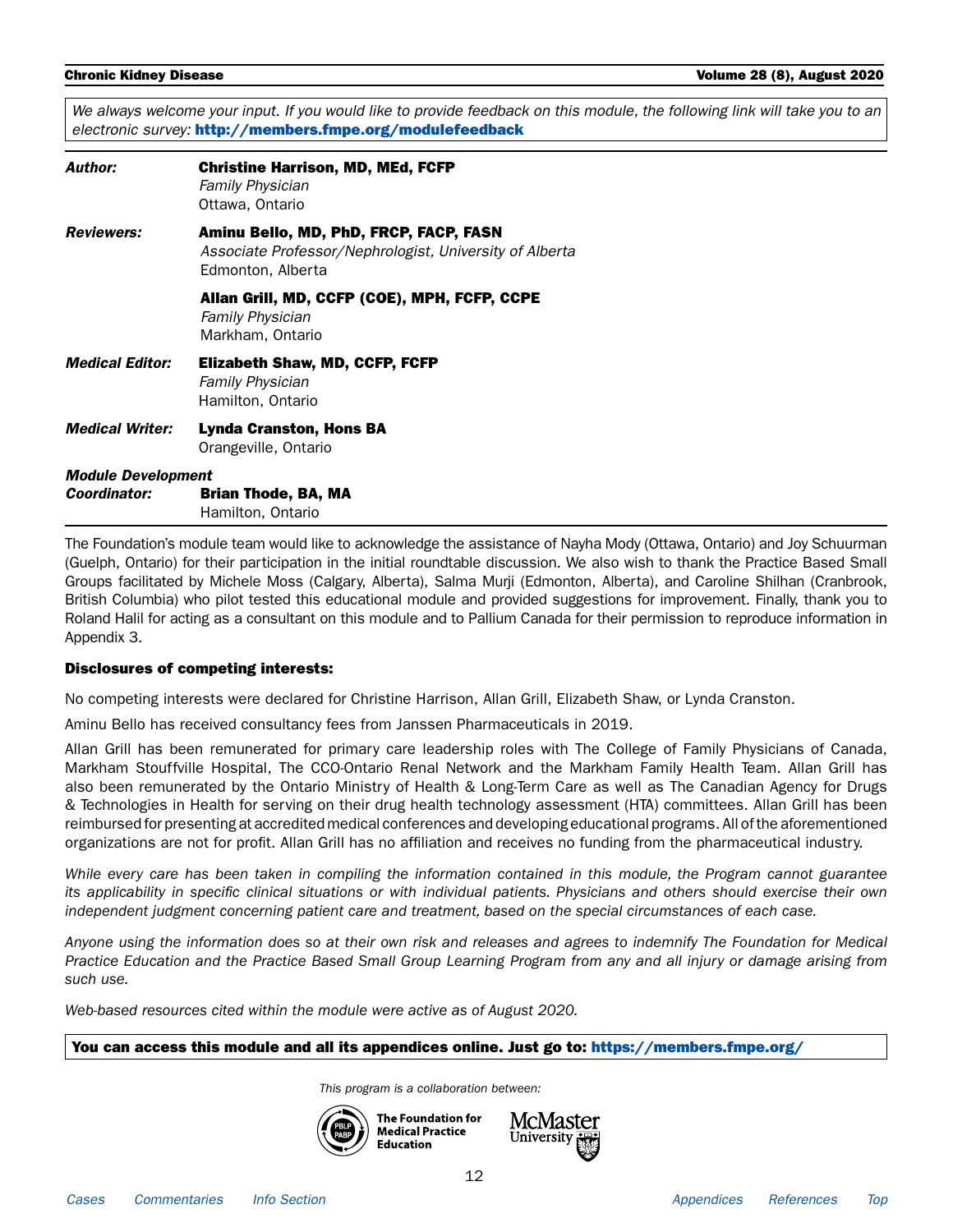*We always welcome your input. If you would like to provide feedback on this module, the following link will take you to an electronic survey:* **http://members.fmpe.org/modulefeedback**

***Author:*** **Christine Harrison, MD, MEd, FCFP**
*Family Physician*
Ottawa, Ontario

***Reviewers:*** **Aminu Bello, MD, PhD, FRCP, FACP, FASN**
*Associate Professor/Nephrologist, University of Alberta*
Edmonton, Alberta

**Allan Grill, MD, CCFP (COE), MPH, FCFP, CCPE**
*Family Physician*
Markham, Ontario

***Medical Editor:*** **Elizabeth Shaw, MD, CCFP, FCFP**
*Family Physician*
Hamilton, Ontario

***Medical Writer:*** **Lynda Cranston, Hons BA**
Orangeville, Ontario

***Module Development Coordinator:*** **Brian Thode, BA, MA**
Hamilton, Ontario

The Foundation's module team would like to acknowledge the assistance of Nayha Mody (Ottawa, Ontario) and Joy Schuurman (Guelph, Ontario) for their participation in the initial roundtable discussion. We also wish to thank the Practice Based Small Groups facilitated by Michele Moss (Calgary, Alberta), Salma Murji (Edmonton, Alberta), and Caroline Shilhan (Cranbrook, British Columbia) who pilot tested this educational module and provided suggestions for improvement. Finally, thank you to Roland Halil for acting as a consultant on this module and to Pallium Canada for their permission to reproduce information in Appendix 3.

**Disclosures of competing interests:**

No competing interests were declared for Christine Harrison, Allan Grill, Elizabeth Shaw, or Lynda Cranston.

Aminu Bello has received consultancy fees from Janssen Pharmaceuticals in 2019.

Allan Grill has been remunerated for primary care leadership roles with The College of Family Physicians of Canada, Markham Stouffville Hospital, The CCO-Ontario Renal Network and the Markham Family Health Team. Allan Grill has also been remunerated by the Ontario Ministry of Health & Long-Term Care as well as The Canadian Agency for Drugs & Technologies in Health for serving on their drug health technology assessment (HTA) committees. Allan Grill has been reimbursed for presenting at accredited medical conferences and developing educational programs. All of the aforementioned organizations are not for profit. Allan Grill has no affiliation and receives no funding from the pharmaceutical industry.

*While every care has been taken in compiling the information contained in this module, the Program cannot guarantee its applicability in specific clinical situations or with individual patients. Physicians and others should exercise their own independent judgment concerning patient care and treatment, based on the special circumstances of each case.*

*Anyone using the information does so at their own risk and releases and agrees to indemnify The Foundation for Medical Practice Education and the Practice Based Small Group Learning Program from any and all injury or damage arising from such use.*

*Web-based resources cited within the module were active as of August 2020.*

**You can access this module and all its appendices online. Just go to: https://members.fmpe.org/**

*This program is a collaboration between:*

The Foundation for Medical Practice Education

McMaster University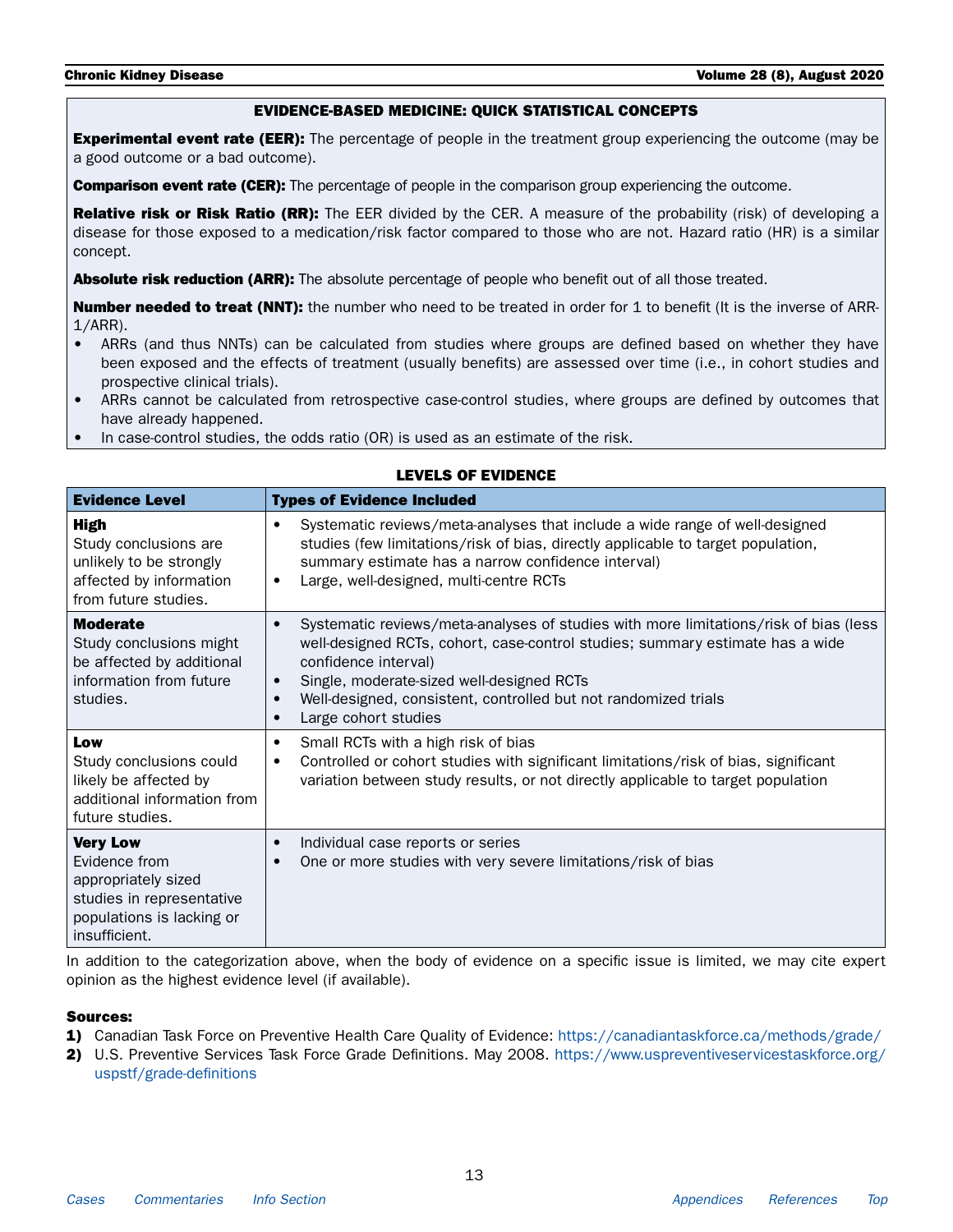## EVIDENCE-BASED MEDICINE: QUICK STATISTICAL CONCEPTS

**Experimental event rate (EER):** The percentage of people in the treatment group experiencing the outcome (may be a good outcome or a bad outcome).

**Comparison event rate (CER):** The percentage of people in the comparison group experiencing the outcome.

**Relative risk or Risk Ratio (RR):** The EER divided by the CER. A measure of the probability (risk) of developing a disease for those exposed to a medication/risk factor compared to those who are not. Hazard ratio (HR) is a similar concept.

**Absolute risk reduction (ARR):** The absolute percentage of people who benefit out of all those treated.

**Number needed to treat (NNT):** the number who need to be treated in order for 1 to benefit (It is the inverse of ARR- 1/ARR).

- ARRs (and thus NNTs) can be calculated from studies where groups are defined based on whether they have been exposed and the effects of treatment (usually benefits) are assessed over time (i.e., in cohort studies and prospective clinical trials).
- ARRs cannot be calculated from retrospective case-control studies, where groups are defined by outcomes that have already happened.
- In case-control studies, the odds ratio (OR) is used as an estimate of the risk.

## LEVELS OF EVIDENCE

| Evidence Level | Types of Evidence Included |
|---|---|
| **High** Study conclusions are unlikely to be strongly affected by information from future studies. | • Systematic reviews/meta-analyses that include a wide range of well-designed studies (few limitations/risk of bias, directly applicable to target population, summary estimate has a narrow confidence interval)<br>• Large, well-designed, multi-centre RCTs |
| **Moderate** Study conclusions might be affected by additional information from future studies. | • Systematic reviews/meta-analyses of studies with more limitations/risk of bias (less well-designed RCTs, cohort, case-control studies; summary estimate has a wide confidence interval)<br>• Single, moderate-sized well-designed RCTs<br>• Well-designed, consistent, controlled but not randomized trials<br>• Large cohort studies |
| **Low** Study conclusions could likely be affected by additional information from future studies. | • Small RCTs with a high risk of bias<br>• Controlled or cohort studies with significant limitations/risk of bias, significant variation between study results, or not directly applicable to target population |
| **Very Low** Evidence from appropriately sized studies in representative populations is lacking or insufficient. | • Individual case reports or series<br>• One or more studies with very severe limitations/risk of bias |

In addition to the categorization above, when the body of evidence on a specific issue is limited, we may cite expert opinion as the highest evidence level (if available).

**Sources:**

1) Canadian Task Force on Preventive Health Care Quality of Evidence: https://canadiantaskforce.ca/methods/grade/
2) U.S. Preventive Services Task Force Grade Definitions. May 2008. https://www.uspreventiveservicestaskforce.org/uspstf/grade-definitions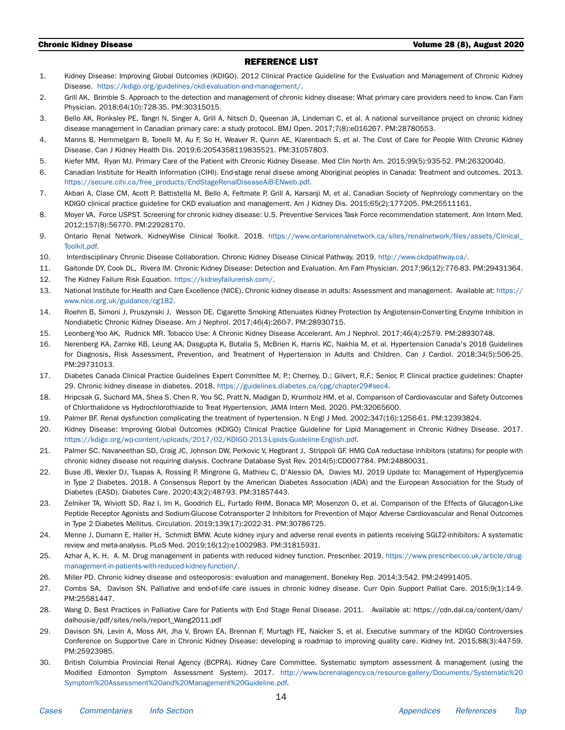## REFERENCE LIST

1. Kidney Disease: Improving Global Outcomes (KDIGO). 2012 Clinical Practice Guideline for the Evaluation and Management of Chronic Kidney Disease. https://kdigo.org/guidelines/ckd-evaluation-and-management/.
2. Grill AK, Brimble S. Approach to the detection and management of chronic kidney disease: What primary care providers need to know. Can Fam Physician. 2018;64(10):728-35. PM:30315015.
3. Bello AK, Ronksley PE, Tangri N, Singer A, Grill A, Nitsch D, Queenan JA, Lindeman C, et al. A national surveillance project on chronic kidney disease management in Canadian primary care: a study protocol. BMJ Open. 2017;7(8):e016267. PM:28780553.
4. Manns B, Hemmelgarn B, Tonelli M, Au F, So H, Weaver R, Quinn AE, Klarenbach S, et al. The Cost of Care for People With Chronic Kidney Disease. Can J Kidney Health Dis. 2019;6:2054358119835521. PM:31057803.
5. Kiefer MM, Ryan MJ. Primary Care of the Patient with Chronic Kidney Disease. Med Clin North Am. 2015;99(5):935-52. PM:26320040.
6. Canadian Institute for Health Information (CIHI). End-stage renal disese among Aboriginal peoples in Canada: Treatment and outcomes. 2013. https://secure.cihi.ca/free_products/EndStageRenalDiseaseAiB-ENweb.pdf.
7. Akbari A, Clase CM, Acott P, Battistella M, Bello A, Feltmate P, Grill A, Karsanji M, et al. Canadian Society of Nephrology commentary on the KDIGO clinical practice guideline for CKD evaluation and management. Am J Kidney Dis. 2015;65(2):177-205. PM:25511161.
8. Moyer VA, Force USPST. Screening for chronic kidney disease: U.S. Preventive Services Task Force recommendation statement. Ann Intern Med. 2012;157(8):567-70. PM:22928170.
9. Ontario Renal Network. KidneyWise Clinical Toolkit. 2018. https://www.ontariorenalnetwork.ca/sites/renalnetwork/files/assets/Clinical_Toolkit.pdf.
10. Interdisciplinary Chronic Disease Collaboration. Chronic Kidney Disease Clinical Pathway. 2019. http://www.ckdpathway.ca/.
11. Gaitonde DY, Cook DL, Rivera IM. Chronic Kidney Disease: Detection and Evaluation. Am Fam Physician. 2017;96(12):776-83. PM:29431364.
12. The Kidney Failure Risk Equation. https://kidneyfailurerisk.com/.
13. National Institute for Health and Care Excellence (NICE). Chronic kidney disease in adults: Assessment and management. Available at: https://www.nice.org.uk/guidance/cg182.
14. Roehm B, Simoni J, Pruszynski J, Wesson DE. Cigarette Smoking Attenuates Kidney Protection by Angiotensin-Converting Enzyme Inhibition in Nondiabetic Chronic Kidney Disease. Am J Nephrol. 2017;46(4):260-7. PM:28930715.
15. Leonberg-Yoo AK, Rudnick MR. Tobacco Use: A Chronic Kidney Disease Accelerant. Am J Nephrol. 2017;46(4):257-9. PM:28930748.
16. Nerenberg KA, Zarnke KB, Leung AA, Dasgupta K, Butalia S, McBrien K, Harris KC, Nakhla M, et al. Hypertension Canada's 2018 Guidelines for Diagnosis, Risk Assessment, Prevention, and Treatment of Hypertension in Adults and Children. Can J Cardiol. 2018;34(5):506-25. PM:29731013.
17. Diabetes Canada Clinical Practice Guidelines Expert Committee M, P.; Cherney, D.; Gilvert, R.F.; Senior, P. Clinical practice guidelines: Chapter 29. Chronic kidney disease in diabetes. 2018. https://guidelines.diabetes.ca/cpg/chapter29#sec4.
18. Hripcsak G, Suchard MA, Shea S, Chen R, You SC, Pratt N, Madigan D, Krumholz HM, et al. Comparison of Cardiovascular and Safety Outcomes of Chlorthalidone vs Hydrochlorothiazide to Treat Hypertension. JAMA Intern Med. 2020. PM:32065600.
19. Palmer BF. Renal dysfunction complicating the treatment of hypertension. N Engl J Med. 2002;347(16):1256-61. PM:12393824.
20. Kidney Disease: Improving Global Outcomes (KDIGO) Clinical Practice Guideline for Lipid Management in Chronic Kidney Disease. 2017. https://kdigo.org/wp-content/uploads/2017/02/KDIGO-2013-Lipids-Guideline-English.pdf.
21. Palmer SC, Navaneethan SD, Craig JC, Johnson DW, Perkovic V, Hegbrant J, Strippoli GF. HMG CoA reductase inhibitors (statins) for people with chronic kidney disease not requiring dialysis. Cochrane Database Syst Rev. 2014(5):CD007784. PM:24880031.
22. Buse JB, Wexler DJ, Tsapas A, Rossing P, Mingrone G, Mathieu C, D'Alessio DA, Davies MJ. 2019 Update to: Management of Hyperglycemia in Type 2 Diabetes, 2018. A Consensus Report by the American Diabetes Association (ADA) and the European Association for the Study of Diabetes (EASD). Diabetes Care. 2020;43(2):487-93. PM:31857443.
23. Zelniker TA, Wiviott SD, Raz I, Im K, Goodrich EL, Furtado RHM, Bonaca MP, Mosenzon O, et al. Comparison of the Effects of Glucagon-Like Peptide Receptor Agonists and Sodium-Glucose Cotransporter 2 Inhibitors for Prevention of Major Adverse Cardiovascular and Renal Outcomes in Type 2 Diabetes Mellitus. Circulation. 2019;139(17):2022-31. PM:30786725.
24. Menne J, Dumann E, Haller H, Schmidt BMW. Acute kidney injury and adverse renal events in patients receiving SGLT2-inhibitors: A systematic review and meta-analysis. PLoS Med. 2019;16(12):e1002983. PM:31815931.
25. Azhar A, K. H, A. M. Drug management in patients with reduced kidney function. Prescriber. 2019. https://www.prescriber.co.uk/article/drug-management-in-patients-with-reduced-kidney-function/.
26. Miller PD. Chronic kidney disease and osteoporosis: evaluation and management. Bonekey Rep. 2014;3:542. PM:24991405.
27. Combs SA, Davison SN. Palliative and end-of-life care issues in chronic kidney disease. Curr Opin Support Palliat Care. 2015;9(1):14-9. PM:25581447.
28. Wang D. Best Practices in Palliative Care for Patients with End Stage Renal Disease. 2011. Available at: https://cdn.dal.ca/content/dam/dalhousie/pdf/sites/nels/report_Wang2011.pdf
29. Davison SN, Levin A, Moss AH, Jha V, Brown EA, Brennan F, Murtagh FE, Naicker S, et al. Executive summary of the KDIGO Controversies Conference on Supportive Care in Chronic Kidney Disease: developing a roadmap to improving quality care. Kidney Int. 2015;88(3):447-59. PM:25923985.
30. British Columbia Provincial Renal Agency (BCPRA). Kidney Care Committee. Systematic symptom assessment & management (using the Modified Edmonton Symptom Assessment System). 2017. http://www.bcrenalagency.ca/resource-gallery/Documents/Systematic%20Symptom%20Assessment%20and%20Management%20Guideline.pdf.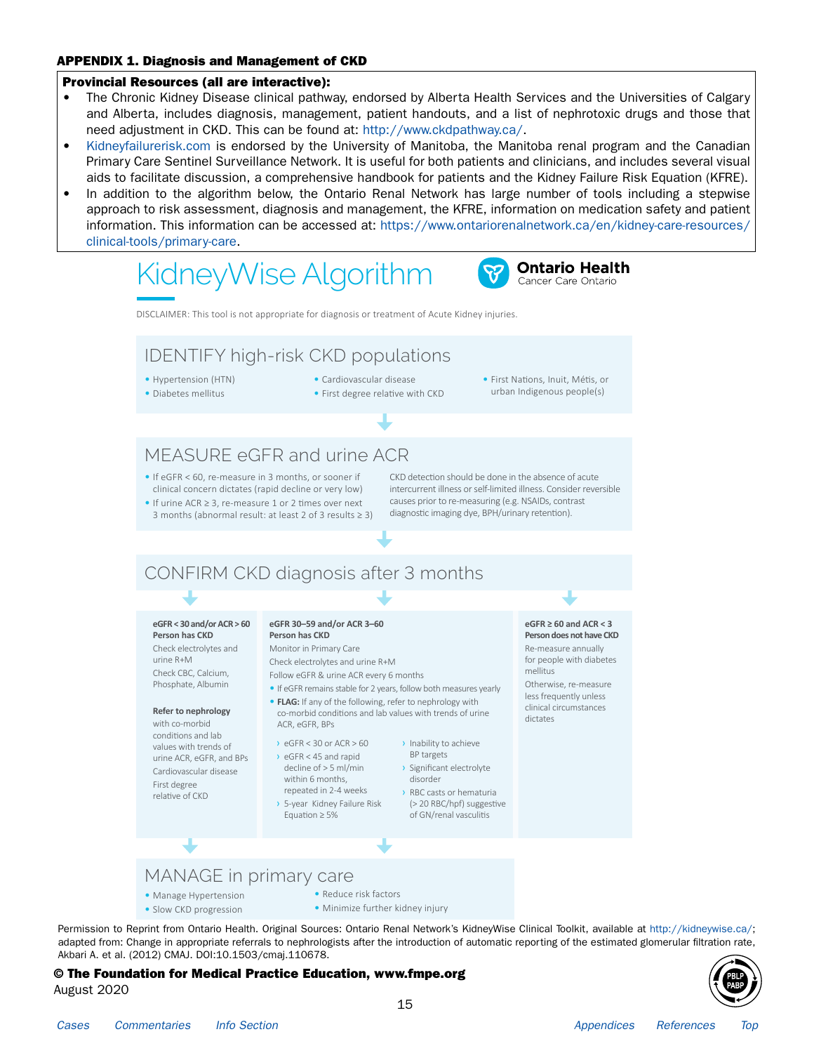**APPENDIX 1. Diagnosis and Management of CKD**

**Provincial Resources (all are interactive):**

- The Chronic Kidney Disease clinical pathway, endorsed by Alberta Health Services and the Universities of Calgary and Alberta, includes diagnosis, management, patient handouts, and a list of nephrotoxic drugs and those that need adjustment in CKD. This can be found at: http://www.ckdpathway.ca/.
- Kidneyfailurerisk.com is endorsed by the University of Manitoba, the Manitoba renal program and the Canadian Primary Care Sentinel Surveillance Network. It is useful for both patients and clinicians, and includes several visual aids to facilitate discussion, a comprehensive handbook for patients and the Kidney Failure Risk Equation (KFRE).
- In addition to the algorithm below, the Ontario Renal Network has large number of tools including a stepwise approach to risk assessment, diagnosis and management, the KFRE, information on medication safety and patient information. This information can be accessed at: https://www.ontariorenalnetwork.ca/en/kidney-care-resources/clinical-tools/primary-care.

# KidneyWise Algorithm

Ontario Health
Cancer Care Ontario

DISCLAIMER: This tool is not appropriate for diagnosis or treatment of Acute Kidney injuries.

## IDENTIFY high-risk CKD populations

- Hypertension (HTN)
- Diabetes mellitus
- Cardiovascular disease
- First degree relative with CKD
- First Nations, Inuit, Métis, or urban Indigenous people(s)

## MEASURE eGFR and urine ACR

- If eGFR < 60, re-measure in 3 months, or sooner if clinical concern dictates (rapid decline or very low)
- If urine ACR ≥ 3, re-measure 1 or 2 times over next 3 months (abnormal result: at least 2 of 3 results ≥ 3)

CKD detection should be done in the absence of acute intercurrent illness or self-limited illness. Consider reversible causes prior to re-measuring (e.g. NSAIDs, contrast diagnostic imaging dye, BPH/urinary retention).

## CONFIRM CKD diagnosis after 3 months

**eGFR < 30 and/or ACR > 60**
**Person has CKD**

Check electrolytes and urine R+M

Check CBC, Calcium, Phosphate, Albumin

**Refer to nephrology** with co-morbid conditions and lab values with trends of urine ACR, eGFR, and BPs

Cardiovascular disease

First degree relative of CKD

**eGFR 30–59 and/or ACR 3–60**
**Person has CKD**

Monitor in Primary Care

Check electrolytes and urine R+M

Follow eGFR & urine ACR every 6 months

- If eGFR remains stable for 2 years, follow both measures yearly
- **FLAG:** If any of the following, refer to nephrology with co-morbid conditions and lab values with trends of urine ACR, eGFR, BPs
  - eGFR < 30 or ACR > 60
  - eGFR < 45 and rapid decline of > 5 ml/min within 6 months, repeated in 2-4 weeks
  - 5-year Kidney Failure Risk Equation ≥ 5%
  - Inability to achieve BP targets
  - Significant electrolyte disorder
  - RBC casts or hematuria (> 20 RBC/hpf) suggestive of GN/renal vasculitis

**eGFR ≥ 60 and ACR < 3**
**Person does not have CKD**

Re-measure annually for people with diabetes mellitus

Otherwise, re-measure less frequently unless clinical circumstances dictates

## MANAGE in primary care

- Manage Hypertension
- Slow CKD progression
- Reduce risk factors
- Minimize further kidney injury

Permission to Reprint from Ontario Health. Original Sources: Ontario Renal Network's KidneyWise Clinical Toolkit, available at http://kidneywise.ca/; adapted from: Change in appropriate referrals to nephrologists after the introduction of automatic reporting of the estimated glomerular filtration rate, Akbari A. et al. (2012) CMAJ. DOI:10.1503/cmaj.110678.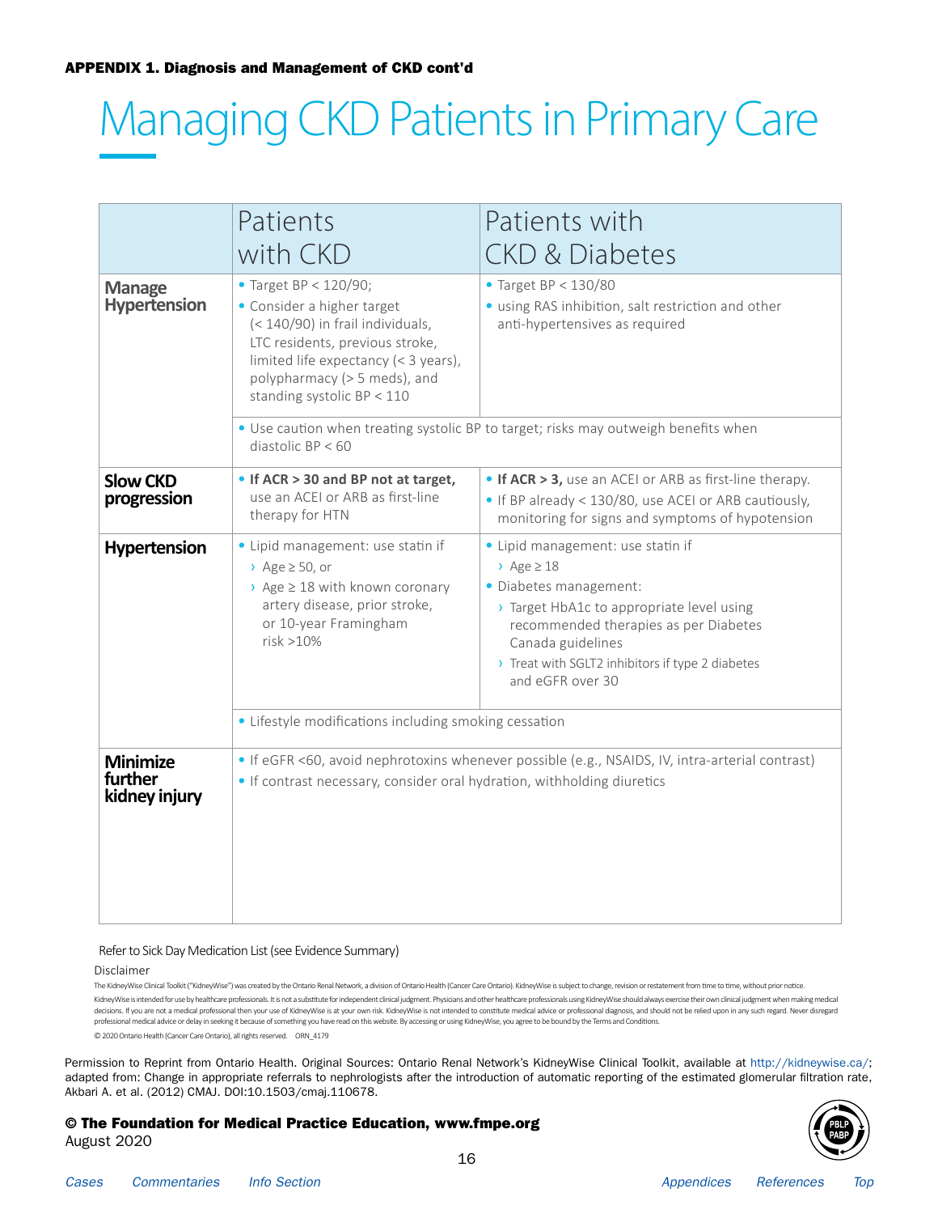**APPENDIX 1. Diagnosis and Management of CKD cont'd**

# Managing CKD Patients in Primary Care

| | Patients with CKD | Patients with CKD & Diabetes |
|---|---|---|
| **Manage Hypertension** | • Target BP < 120/90;<br>• Consider a higher target (< 140/90) in frail individuals, LTC residents, previous stroke, limited life expectancy (< 3 years), polypharmacy (> 5 meds), and standing systolic BP < 110 | • Target BP < 130/80<br>• using RAS inhibition, salt restriction and other anti-hypertensives as required |
| | • Use caution when treating systolic BP to target; risks may outweigh benefits when diastolic BP < 60 | |
| **Slow CKD progression** | • **If ACR > 30 and BP not at target,** use an ACEI or ARB as first-line therapy for HTN | • **If ACR > 3,** use an ACEI or ARB as first-line therapy.<br>• If BP already < 130/80, use ACEI or ARB cautiously, monitoring for signs and symptoms of hypotension |
| **Hypertension** | • Lipid management: use statin if<br>› Age ≥ 50, or<br>› Age ≥ 18 with known coronary artery disease, prior stroke, or 10-year Framingham risk >10% | • Lipid management: use statin if<br>› Age ≥ 18<br>• Diabetes management:<br>› Target HbA1c to appropriate level using recommended therapies as per Diabetes Canada guidelines<br>› Treat with SGLT2 inhibitors if type 2 diabetes and eGFR over 30 |
| | • Lifestyle modifications including smoking cessation | |
| **Minimize further kidney injury** | • If eGFR <60, avoid nephrotoxins whenever possible (e.g., NSAIDS, IV, intra-arterial contrast)<br>• If contrast necessary, consider oral hydration, withholding diuretics | |

Refer to Sick Day Medication List (see Evidence Summary)

Disclaimer

The KidneyWise Clinical Toolkit ("KidneyWise") was created by the Ontario Renal Network, a division of Ontario Health (Cancer Care Ontario). KidneyWise is subject to change, revision or restatement from time to time, without prior notice. KidneyWise is intended for use by healthcare professionals. It is not a substitute for independent clinical judgment. Physicians and other healthcare professionals using KidneyWise should always exercise their own clinical judgment when making medical decisions. If you are not a medical professional then your use of KidneyWise is at your own risk. KidneyWise is not intended to constitute medical advice or professional diagnosis, and should not be relied upon in any such regard. Never disregard professional medical advice or delay in seeking it because of something you have read on this website. By accessing or using KidneyWise, you agree to be bound by the Terms and Conditions.

© 2020 Ontario Health (Cancer Care Ontario), all rights reserved. ORN_4179

Permission to Reprint from Ontario Health. Original Sources: Ontario Renal Network's KidneyWise Clinical Toolkit, available at http://kidneywise.ca/; adapted from: Change in appropriate referrals to nephrologists after the introduction of automatic reporting of the estimated glomerular filtration rate, Akbari A. et al. (2012) CMAJ. DOI:10.1503/cmaj.110678.

**© The Foundation for Medical Practice Education, www.fmpe.org**
August 2020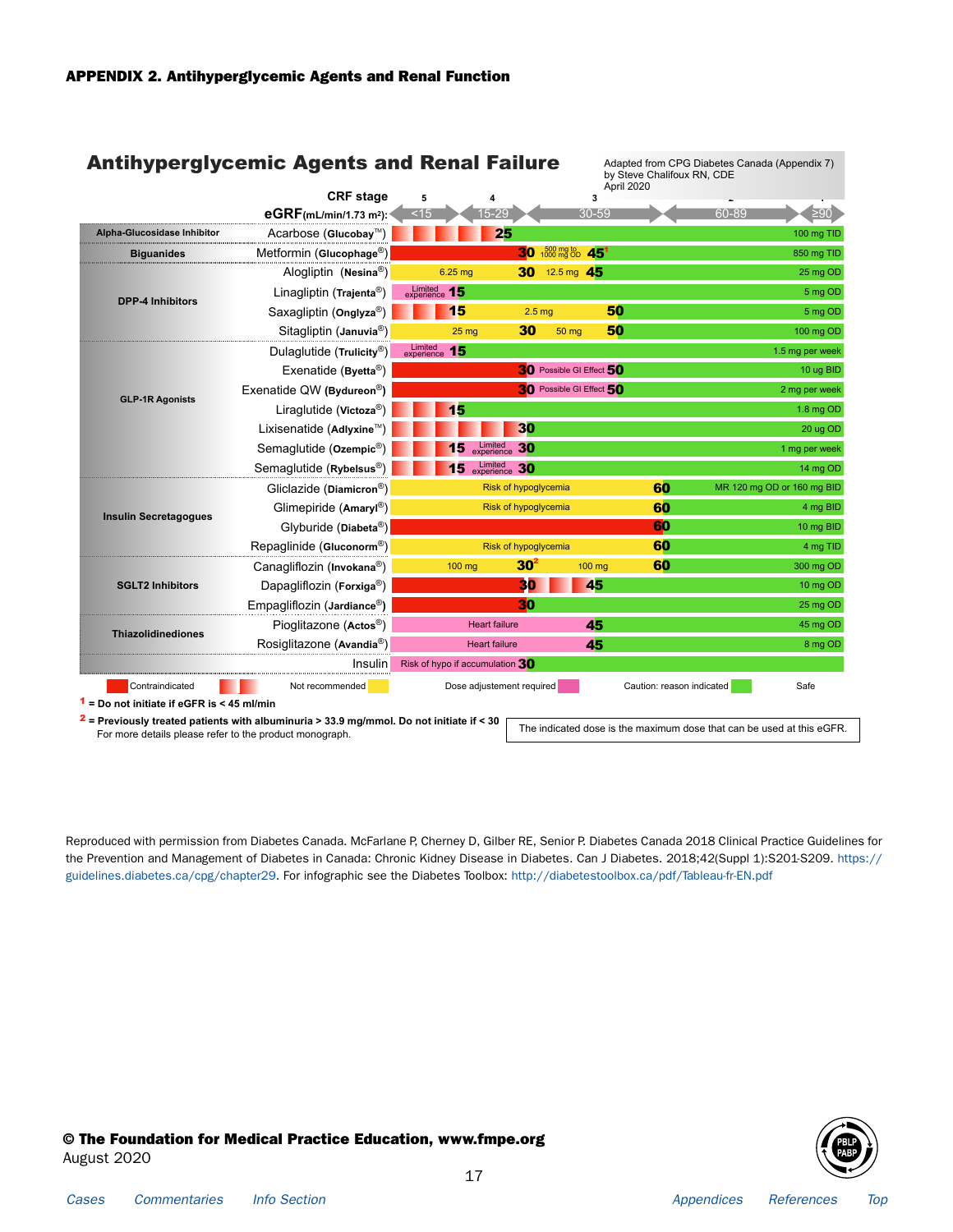## APPENDIX 2. Antihyperglycemic Agents and Renal Function

**Antihyperglycemic Agents and Renal Failure**

Adapted from CPG Diabetes Canada (Appendix 7) by Steve Chalifoux RN, CDE April 2020

CRF stage: 5, 4, 3, 2, 1

eGFR(mL/min/1.73 m²): <15, 15-29, 30-59, 60-89, ≥90

**Alpha-Glucosidase Inhibitor**

Acarbose (Glucobay™): 25 — 100 mg TID

**Biguanides**

Metformin (Glucophage®): 30 — 500 mg to 1000 mg OD — 45[1] — 850 mg TID

**DPP-4 Inhibitors**

Alogliptin (Nesina®): 6.25 mg — 30 — 12.5 mg — 45 — 25 mg OD

Linagliptin (Trajenta®): Limited experience — 15 — 5 mg OD

Saxagliptin (Onglyza®): 15 — 2.5 mg — 50 — 5 mg OD

Sitagliptin (Januvia®): 25 mg — 30 — 50 mg — 50 — 100 mg OD

**GLP-1R Agonists**

Dulaglutide (Trulicity®): Limited experience — 15 — 1.5 mg per week

Exenatide (Byetta®): 30 — Possible GI Effect — 50 — 10 ug BID

Exenatide QW (Bydureon®): 30 — Possible GI Effect — 50 — 2 mg per week

Liraglutide (Victoza®): 15 — 1.8 mg OD

Lixisenatide (Adlyxine™): 30 — 20 ug OD

Semaglutide (Ozempic®): 15 — Limited experience — 30 — 1 mg per week

Semaglutide (Rybelsus®): 15 — Limited experience — 30 — 14 mg OD

**Insulin Secretagogues**

Gliclazide (Diamicron®): Risk of hypoglycemia — 60 — MR 120 mg OD or 160 mg BID

Glimepiride (Amaryl®): Risk of hypoglycemia — 60 — 4 mg BID

Glyburide (Diabeta®): 60 — 10 mg BID

Repaglinide (Gluconorm®): Risk of hypoglycemia — 60 — 4 mg TID

**SGLT2 Inhibitors**

Canagliflozin (Invokana®): 100 mg — 30[2] — 100 mg — 60 — 300 mg OD

Dapagliflozin (Forxiga®): 30 — 45 — 10 mg OD

Empagliflozin (Jardiance®): 30 — 25 mg OD

**Thiazolidinediones**

Pioglitazone (Actos®): Heart failure — 45 — 45 mg OD

Rosiglitazone (Avandia®): Heart failure — 45 — 8 mg OD

Insulin: Risk of hypo if accumulation — 30

Legend: Contraindicated; Not recommended; Dose adjustement required; Caution: reason indicated; Safe

[1] = Do not initiate if eGFR is < 45 ml/min

[2] = Previously treated patients with albuminuria > 33.9 mg/mmol. Do not initiate if < 30
For more details please refer to the product monograph.

The indicated dose is the maximum dose that can be used at this eGFR.

Reproduced with permission from Diabetes Canada. McFarlane P, Cherney D, Gilber RE, Senior P. Diabetes Canada 2018 Clinical Practice Guidelines for the Prevention and Management of Diabetes in Canada: Chronic Kidney Disease in Diabetes. Can J Diabetes. 2018;42(Suppl 1):S201-S209. https://guidelines.diabetes.ca/cpg/chapter29. For infographic see the Diabetes Toolbox: http://diabetestoolbox.ca/pdf/Tableau-fr-EN.pdf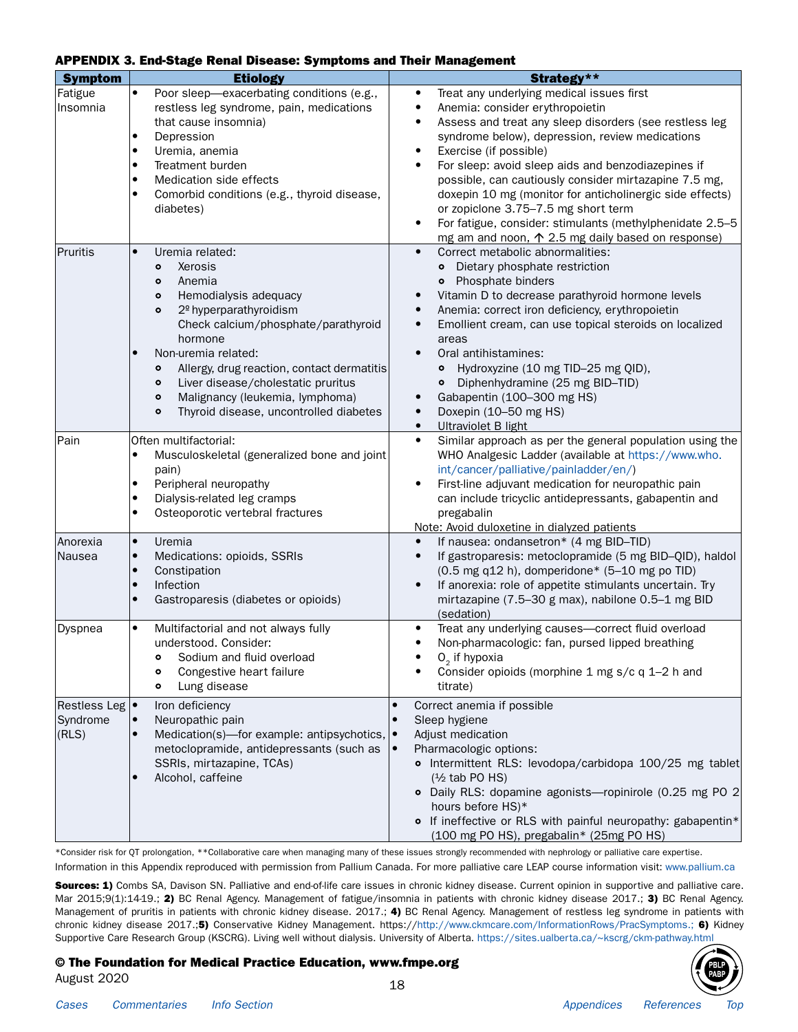**APPENDIX 3. End-Stage Renal Disease: Symptoms and Their Management**

| Symptom | Etiology | Strategy** |
|---|---|---|
| Fatigue Insomnia | • Poor sleep—exacerbating conditions (e.g., restless leg syndrome, pain, medications that cause insomnia)<br>• Depression<br>• Uremia, anemia<br>• Treatment burden<br>• Medication side effects<br>• Comorbid conditions (e.g., thyroid disease, diabetes) | • Treat any underlying medical issues first<br>• Anemia: consider erythropoietin<br>• Assess and treat any sleep disorders (see restless leg syndrome below), depression, review medications<br>• Exercise (if possible)<br>• For sleep: avoid sleep aids and benzodiazepines if possible, can cautiously consider mirtazapine 7.5 mg, doxepin 10 mg (monitor for anticholinergic side effects) or zopiclone 3.75–7.5 mg short term<br>• For fatigue, consider: stimulants (methylphenidate 2.5–5 mg am and noon, ↑ 2.5 mg daily based on response) |
| Pruritis | • Uremia related:<br>  ∘ Xerosis<br>  ∘ Anemia<br>  ∘ Hemodialysis adequacy<br>  ∘ 2º hyperparathyroidism Check calcium/phosphate/parathyroid hormone<br>• Non-uremia related:<br>  ∘ Allergy, drug reaction, contact dermatitis<br>  ∘ Liver disease/cholestatic pruritus<br>  ∘ Malignancy (leukemia, lymphoma)<br>  ∘ Thyroid disease, uncontrolled diabetes | • Correct metabolic abnormalities:<br>  ∘ Dietary phosphate restriction<br>  ∘ Phosphate binders<br>• Vitamin D to decrease parathyroid hormone levels<br>• Anemia: correct iron deficiency, erythropoietin<br>• Emollient cream, can use topical steroids on localized areas<br>• Oral antihistamines:<br>  ∘ Hydroxyzine (10 mg TID–25 mg QID),<br>  ∘ Diphenhydramine (25 mg BID–TID)<br>• Gabapentin (100–300 mg HS)<br>• Doxepin (10–50 mg HS)<br>• Ultraviolet B light |
| Pain | Often multifactorial:<br>• Musculoskeletal (generalized bone and joint pain)<br>• Peripheral neuropathy<br>• Dialysis-related leg cramps<br>• Osteoporotic vertebral fractures | • Similar approach as per the general population using the WHO Analgesic Ladder (available at https://www.who.int/cancer/palliative/painladder/en/)<br>• First-line adjuvant medication for neuropathic pain can include tricyclic antidepressants, gabapentin and pregabalin<br>Note: Avoid duloxetine in dialyzed patients |
| Anorexia Nausea | • Uremia<br>• Medications: opioids, SSRIs<br>• Constipation<br>• Infection<br>• Gastroparesis (diabetes or opioids) | • If nausea: ondansetron* (4 mg BID–TID)<br>• If gastroparesis: metoclopramide (5 mg BID–QID), haldol (0.5 mg q12 h), domperidone* (5–10 mg po TID)<br>• If anorexia: role of appetite stimulants uncertain. Try mirtazapine (7.5–30 g max), nabilone 0.5–1 mg BID (sedation) |
| Dyspnea | • Multifactorial and not always fully understood. Consider:<br>  ∘ Sodium and fluid overload<br>  ∘ Congestive heart failure<br>  ∘ Lung disease | • Treat any underlying causes—correct fluid overload<br>• Non-pharmacologic: fan, pursed lipped breathing<br>• $O_2$ if hypoxia<br>• Consider opioids (morphine 1 mg s/c q 1–2 h and titrate) |
| Restless Leg Syndrome (RLS) | • Iron deficiency<br>• Neuropathic pain<br>• Medication(s)—for example: antipsychotics, metoclopramide, antidepressants (such as SSRIs, mirtazapine, TCAs)<br>• Alcohol, caffeine | • Correct anemia if possible<br>• Sleep hygiene<br>• Adjust medication<br>• Pharmacologic options:<br>  ∘ Intermittent RLS: levodopa/carbidopa 100/25 mg tablet (½ tab PO HS)<br>  ∘ Daily RLS: dopamine agonists—ropinirole (0.25 mg PO 2 hours before HS)*<br>  ∘ If ineffective or RLS with painful neuropathy: gabapentin* (100 mg PO HS), pregabalin* (25mg PO HS) |

*Consider risk for QT prolongation, **Collaborative care when managing many of these issues strongly recommended with nephrology or palliative care expertise.

Information in this Appendix reproduced with permission from Pallium Canada. For more palliative care LEAP course information visit: www.pallium.ca

**Sources: 1)** Combs SA, Davison SN. Palliative and end-of-life care issues in chronic kidney disease. Current opinion in supportive and palliative care. Mar 2015;9(1):14-19.; **2)** BC Renal Agency. Management of fatigue/insomnia in patients with chronic kidney disease 2017.; **3)** BC Renal Agency. Management of pruritis in patients with chronic kidney disease. 2017.; **4)** BC Renal Agency. Management of restless leg syndrome in patients with chronic kidney disease 2017.;**5)** Conservative Kidney Management. https://http://www.ckmcare.com/InformationRows/PracSymptoms.; **6)** Kidney Supportive Care Research Group (KSCRG). Living well without dialysis. University of Alberta. https://sites.ualberta.ca/~kscrg/ckm-pathway.html

**© The Foundation for Medical Practice Education, www.fmpe.org**
August 2020

Cases  Commentaries  Info Section  Appendices  References  Top